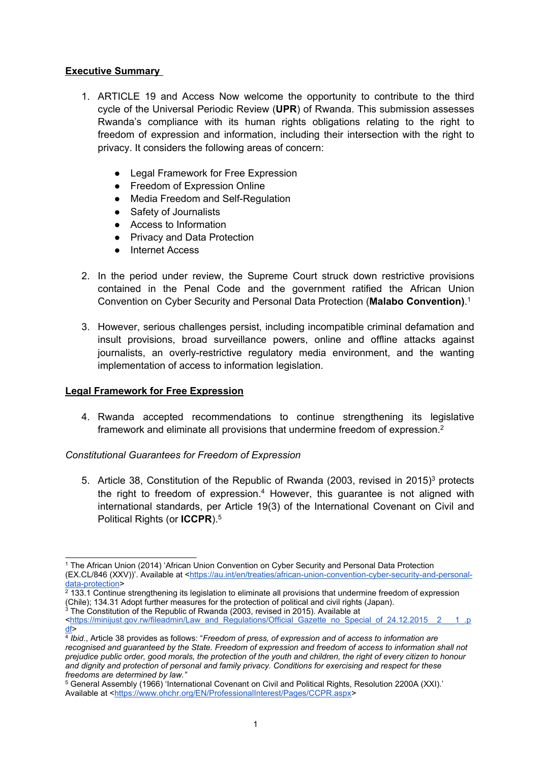## **Executive Summary**

1. ARTICLE 19 and Access Now welcome the opportunity to contribute to the third cycle of the Universal Periodic Review (**UPR**) of Rwanda. This submission assesses Rwanda's compliance with its human rights obligations relating to the right to freedom of expression and information, including their intersection with the right to privacy. It considers the following areas of concern:

   - Legal Framework for Free Expression
   - Freedom of Expression Online
   - Media Freedom and Self-Regulation
   - Safety of Journalists
   - Access to Information
   - Privacy and Data Protection
   - Internet Access

2. In the period under review, the Supreme Court struck down restrictive provisions contained in the Penal Code and the government ratified the African Union Convention on Cyber Security and Personal Data Protection (**Malabo Convention)**.[1]

3. However, serious challenges persist, including incompatible criminal defamation and insult provisions, broad surveillance powers, online and offline attacks against journalists, an overly-restrictive regulatory media environment, and the wanting implementation of access to information legislation.

## **Legal Framework for Free Expression**

4. Rwanda accepted recommendations to continue strengthening its legislative framework and eliminate all provisions that undermine freedom of expression.[2]

### *Constitutional Guarantees for Freedom of Expression*

5. Article 38, Constitution of the Republic of Rwanda (2003, revised in 2015)[3] protects the right to freedom of expression.[4] However, this guarantee is not aligned with international standards, per Article 19(3) of the International Covenant on Civil and Political Rights (or **ICCPR**).[5]

---

[1] The African Union (2014) 'African Union Convention on Cyber Security and Personal Data Protection (EX.CL/846 (XXV))'. Available at <https://au.int/en/treaties/african-union-convention-cyber-security-and-personal-data-protection>

[2] 133.1 Continue strengthening its legislation to eliminate all provisions that undermine freedom of expression (Chile); 134.31 Adopt further measures for the protection of political and civil rights (Japan).

[3] The Constitution of the Republic of Rwanda (2003, revised in 2015). Available at <https://minijust.gov.rw/fileadmin/Law_and_Regulations/Official_Gazette_no_Special_of_24.12.2015__2___1_.pdf>

[4] *Ibid*., Article 38 provides as follows: "*Freedom of press, of expression and of access to information are recognised and guaranteed by the State. Freedom of expression and freedom of access to information shall not prejudice public order, good morals, the protection of the youth and children, the right of every citizen to honour and dignity and protection of personal and family privacy. Conditions for exercising and respect for these freedoms are determined by law."*

[5] General Assembly (1966) 'International Covenant on Civil and Political Rights, Resolution 2200A (XXI).' Available at <https://www.ohchr.org/EN/ProfessionalInterest/Pages/CCPR.aspx>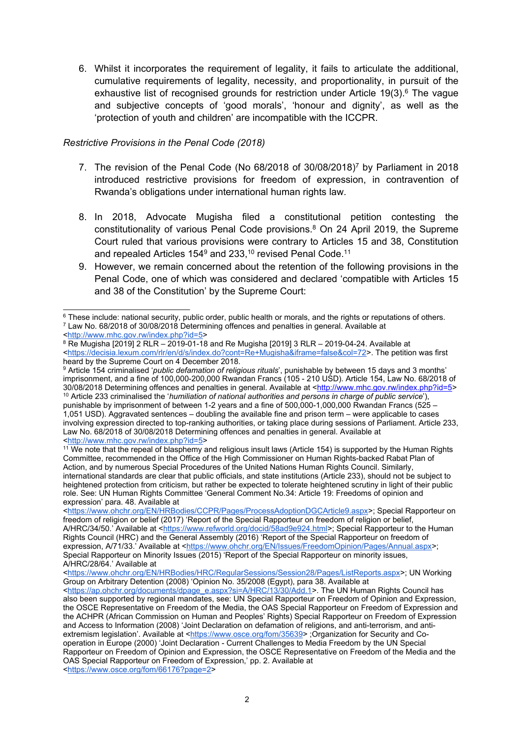6. Whilst it incorporates the requirement of legality, it fails to articulate the additional, cumulative requirements of legality, necessity, and proportionality, in pursuit of the exhaustive list of recognised grounds for restriction under Article 19(3).[6] The vague and subjective concepts of 'good morals', 'honour and dignity', as well as the 'protection of youth and children' are incompatible with the ICCPR.

*Restrictive Provisions in the Penal Code (2018)*

7. The revision of the Penal Code (No 68/2018 of 30/08/2018)[7] by Parliament in 2018 introduced restrictive provisions for freedom of expression, in contravention of Rwanda's obligations under international human rights law.

8. In 2018, Advocate Mugisha filed a constitutional petition contesting the constitutionality of various Penal Code provisions.[8] On 24 April 2019, the Supreme Court ruled that various provisions were contrary to Articles 15 and 38, Constitution and repealed Articles 154[9] and 233,[10] revised Penal Code.[11]

9. However, we remain concerned about the retention of the following provisions in the Penal Code, one of which was considered and declared 'compatible with Articles 15 and 38 of the Constitution' by the Supreme Court:

---

[6] These include: national security, public order, public health or morals, and the rights or reputations of others.

[7] Law No. 68/2018 of 30/08/2018 Determining offences and penalties in general. Available at <http://www.mhc.gov.rw/index.php?id=5>

[8] Re Mugisha [2019] 2 RLR – 2019-01-18 and Re Mugisha [2019] 3 RLR – 2019-04-24. Available at <https://decisia.lexum.com/rlr/en/d/s/index.do?cont=Re+Mugisha&iframe=false&col=72>. The petition was first heard by the Supreme Court on 4 December 2018.

[9] Article 154 criminalised '*public defamation of religious rituals*', punishable by between 15 days and 3 months' imprisonment, and a fine of 100,000-200,000 Rwandan Francs (105 - 210 USD). Article 154, Law No. 68/2018 of 30/08/2018 Determining offences and penalties in general. Available at <http://www.mhc.gov.rw/index.php?id=5>

[10] Article 233 criminalised the '*humiliation of national authorities and persons in charge of public service*'), punishable by imprisonment of between 1-2 years and a fine of 500,000-1,000,000 Rwandan Francs (525 – 1,051 USD). Aggravated sentences – doubling the available fine and prison term – were applicable to cases involving expression directed to top-ranking authorities, or taking place during sessions of Parliament. Article 233, Law No. 68/2018 of 30/08/2018 Determining offences and penalties in general. Available at <http://www.mhc.gov.rw/index.php?id=5>

[11] We note that the repeal of blasphemy and religious insult laws (Article 154) is supported by the Human Rights Committee, recommended in the Office of the High Commissioner on Human Rights-backed Rabat Plan of Action, and by numerous Special Procedures of the United Nations Human Rights Council. Similarly, international standards are clear that public officials, and state institutions (Article 233), should not be subject to heightened protection from criticism, but rather be expected to tolerate heightened scrutiny in light of their public role. See: UN Human Rights Committee 'General Comment No.34: Article 19: Freedoms of opinion and expression' para. 48. Available at <https://www.ohchr.org/EN/HRBodies/CCPR/Pages/ProcessAdoptionDGCArticle9.aspx>; Special Rapporteur on freedom of religion or belief (2017) 'Report of the Special Rapporteur on freedom of religion or belief, A/HRC/34/50.' Available at <https://www.refworld.org/docid/58ad9e924.html>; Special Rapporteur to the Human Rights Council (HRC) and the General Assembly (2016) 'Report of the Special Rapporteur on freedom of expression, A/71/33.' Available at <https://www.ohchr.org/EN/Issues/FreedomOpinion/Pages/Annual.aspx>; Special Rapporteur on Minority Issues (2015) 'Report of the Special Rapporteur on minority issues, A/HRC/28/64.' Available at <https://www.ohchr.org/EN/HRBodies/HRC/RegularSessions/Session28/Pages/ListReports.aspx>; UN Working Group on Arbitrary Detention (2008) 'Opinion No. 35/2008 (Egypt), para 38. Available at <https://ap.ohchr.org/documents/dpage_e.aspx?si=A/HRC/13/30/Add.1>. The UN Human Rights Council has also been supported by regional mandates, see: UN Special Rapporteur on Freedom of Opinion and Expression, the OSCE Representative on Freedom of the Media, the OAS Special Rapporteur on Freedom of Expression and the ACHPR (African Commission on Human and Peoples' Rights) Special Rapporteur on Freedom of Expression and Access to Information (2008) 'Joint Declaration on defamation of religions, and anti-terrorism, and anti-extremism legislation'. Available at <https://www.osce.org/fom/35639> ;Organization for Security and Co-operation in Europe (2000) 'Joint Declaration - Current Challenges to Media Freedom by the UN Special Rapporteur on Freedom of Opinion and Expression, the OSCE Representative on Freedom of the Media and the OAS Special Rapporteur on Freedom of Expression,' pp. 2. Available at <https://www.osce.org/fom/66176?page=2>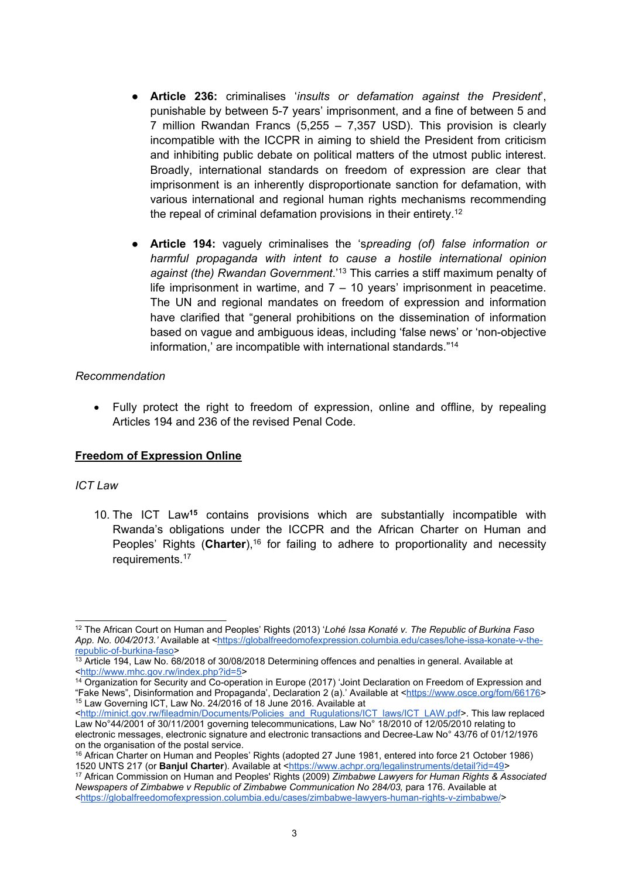- **Article 236:** criminalises '*insults or defamation against the President*', punishable by between 5-7 years' imprisonment, and a fine of between 5 and 7 million Rwandan Francs (5,255 – 7,357 USD). This provision is clearly incompatible with the ICCPR in aiming to shield the President from criticism and inhibiting public debate on political matters of the utmost public interest. Broadly, international standards on freedom of expression are clear that imprisonment is an inherently disproportionate sanction for defamation, with various international and regional human rights mechanisms recommending the repeal of criminal defamation provisions in their entirety.[12]

- **Article 194:** vaguely criminalises the '*spreading (of) false information or harmful propaganda with intent to cause a hostile international opinion against (the) Rwandan Government*.'[13] This carries a stiff maximum penalty of life imprisonment in wartime, and 7 – 10 years' imprisonment in peacetime. The UN and regional mandates on freedom of expression and information have clarified that "general prohibitions on the dissemination of information based on vague and ambiguous ideas, including 'false news' or 'non-objective information,' are incompatible with international standards."[14]

*Recommendation*

- Fully protect the right to freedom of expression, online and offline, by repealing Articles 194 and 236 of the revised Penal Code.

**Freedom of Expression Online**

*ICT Law*

10. The ICT Law[15] contains provisions which are substantially incompatible with Rwanda's obligations under the ICCPR and the African Charter on Human and Peoples' Rights (**Charter**),[16] for failing to adhere to proportionality and necessity requirements.[17]

---

[12] The African Court on Human and Peoples' Rights (2013) '*Lohé Issa Konaté v. The Republic of Burkina Faso App. No. 004/2013.'* Available at <https://globalfreedomofexpression.columbia.edu/cases/lohe-issa-konate-v-the-republic-of-burkina-faso>

[13] Article 194, Law No. 68/2018 of 30/08/2018 Determining offences and penalties in general. Available at <http://www.mhc.gov.rw/index.php?id=5>

[14] Organization for Security and Co-operation in Europe (2017) 'Joint Declaration on Freedom of Expression and "Fake News", Disinformation and Propaganda', Declaration 2 (a).' Available at <https://www.osce.org/fom/66176>

[15] Law Governing ICT, Law No. 24/2016 of 18 June 2016. Available at <http://minict.gov.rw/fileadmin/Documents/Policies_and_Rugulations/ICT_laws/ICT_LAW.pdf>. This law replaced Law No°44/2001 of 30/11/2001 governing telecommunications, Law No° 18/2010 of 12/05/2010 relating to electronic messages, electronic signature and electronic transactions and Decree-Law N° 43/76 of 01/12/1976 on the organisation of the postal service.

[16] African Charter on Human and Peoples' Rights (adopted 27 June 1981, entered into force 21 October 1986) 1520 UNTS 217 (or **Banjul Charter**). Available at <https://www.achpr.org/legalinstruments/detail?id=49>

[17] African Commission on Human and Peoples' Rights (2009) *Zimbabwe Lawyers for Human Rights & Associated Newspapers of Zimbabwe v Republic of Zimbabwe Communication No 284/03,* para 176. Available at <https://globalfreedomofexpression.columbia.edu/cases/zimbabwe-lawyers-human-rights-v-zimbabwe/>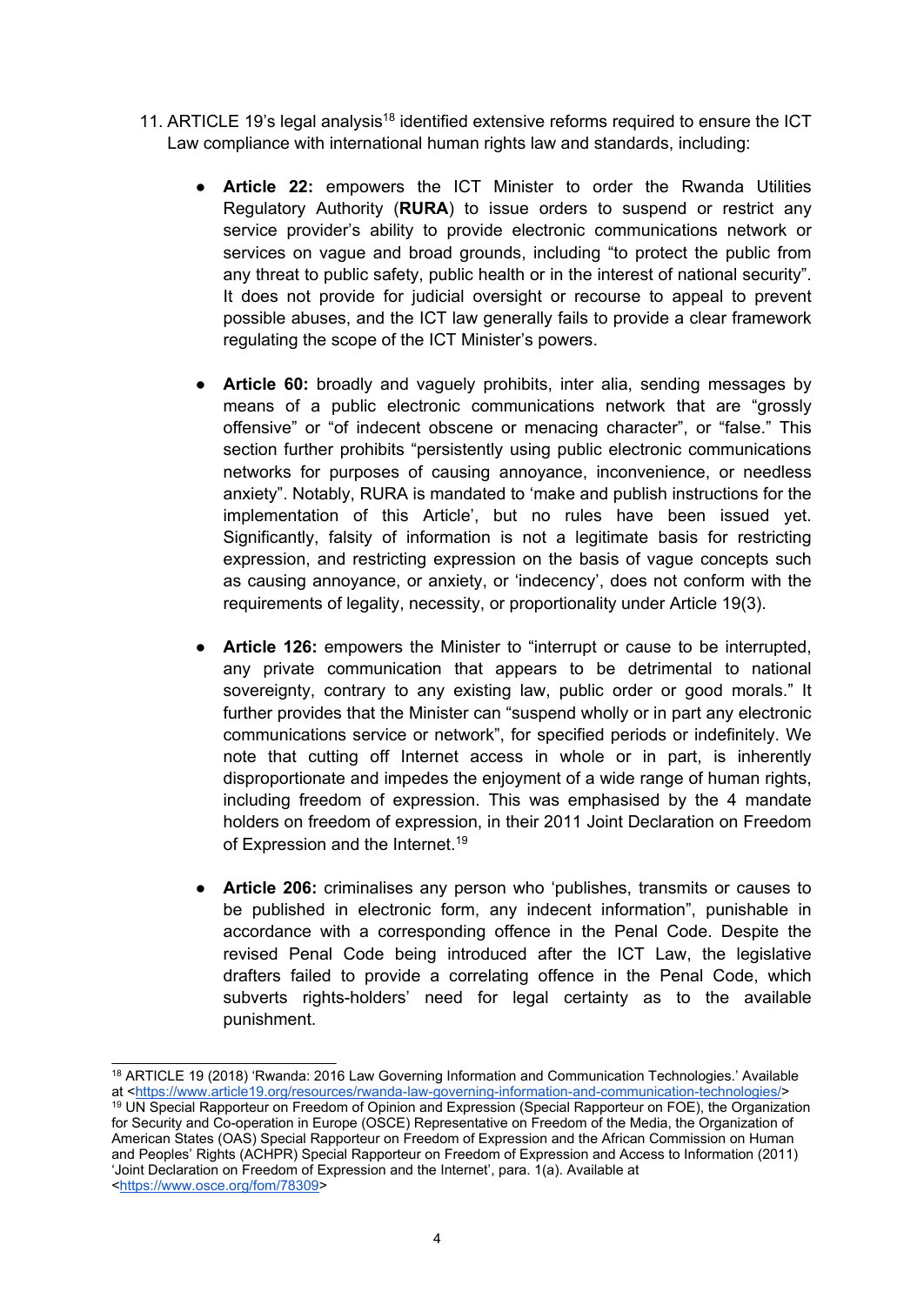11. ARTICLE 19's legal analysis[18] identified extensive reforms required to ensure the ICT Law compliance with international human rights law and standards, including:

    - **Article 22:** empowers the ICT Minister to order the Rwanda Utilities Regulatory Authority (**RURA**) to issue orders to suspend or restrict any service provider's ability to provide electronic communications network or services on vague and broad grounds, including "to protect the public from any threat to public safety, public health or in the interest of national security". It does not provide for judicial oversight or recourse to appeal to prevent possible abuses, and the ICT law generally fails to provide a clear framework regulating the scope of the ICT Minister's powers.

    - **Article 60:** broadly and vaguely prohibits, inter alia, sending messages by means of a public electronic communications network that are "grossly offensive" or "of indecent obscene or menacing character", or "false." This section further prohibits "persistently using public electronic communications networks for purposes of causing annoyance, inconvenience, or needless anxiety". Notably, RURA is mandated to 'make and publish instructions for the implementation of this Article', but no rules have been issued yet. Significantly, falsity of information is not a legitimate basis for restricting expression, and restricting expression on the basis of vague concepts such as causing annoyance, or anxiety, or 'indecency', does not conform with the requirements of legality, necessity, or proportionality under Article 19(3).

    - **Article 126:** empowers the Minister to "interrupt or cause to be interrupted, any private communication that appears to be detrimental to national sovereignty, contrary to any existing law, public order or good morals." It further provides that the Minister can "suspend wholly or in part any electronic communications service or network", for specified periods or indefinitely. We note that cutting off Internet access in whole or in part, is inherently disproportionate and impedes the enjoyment of a wide range of human rights, including freedom of expression. This was emphasised by the 4 mandate holders on freedom of expression, in their 2011 Joint Declaration on Freedom of Expression and the Internet.[19]

    - **Article 206:** criminalises any person who 'publishes, transmits or causes to be published in electronic form, any indecent information", punishable in accordance with a corresponding offence in the Penal Code. Despite the revised Penal Code being introduced after the ICT Law, the legislative drafters failed to provide a correlating offence in the Penal Code, which subverts rights-holders' need for legal certainty as to the available punishment.

---

[18] ARTICLE 19 (2018) 'Rwanda: 2016 Law Governing Information and Communication Technologies.' Available at <https://www.article19.org/resources/rwanda-law-governing-information-and-communication-technologies/>

[19] UN Special Rapporteur on Freedom of Opinion and Expression (Special Rapporteur on FOE), the Organization for Security and Co-operation in Europe (OSCE) Representative on Freedom of the Media, the Organization of American States (OAS) Special Rapporteur on Freedom of Expression and the African Commission on Human and Peoples' Rights (ACHPR) Special Rapporteur on Freedom of Expression and Access to Information (2011) 'Joint Declaration on Freedom of Expression and the Internet', para. 1(a). Available at <https://www.osce.org/fom/78309>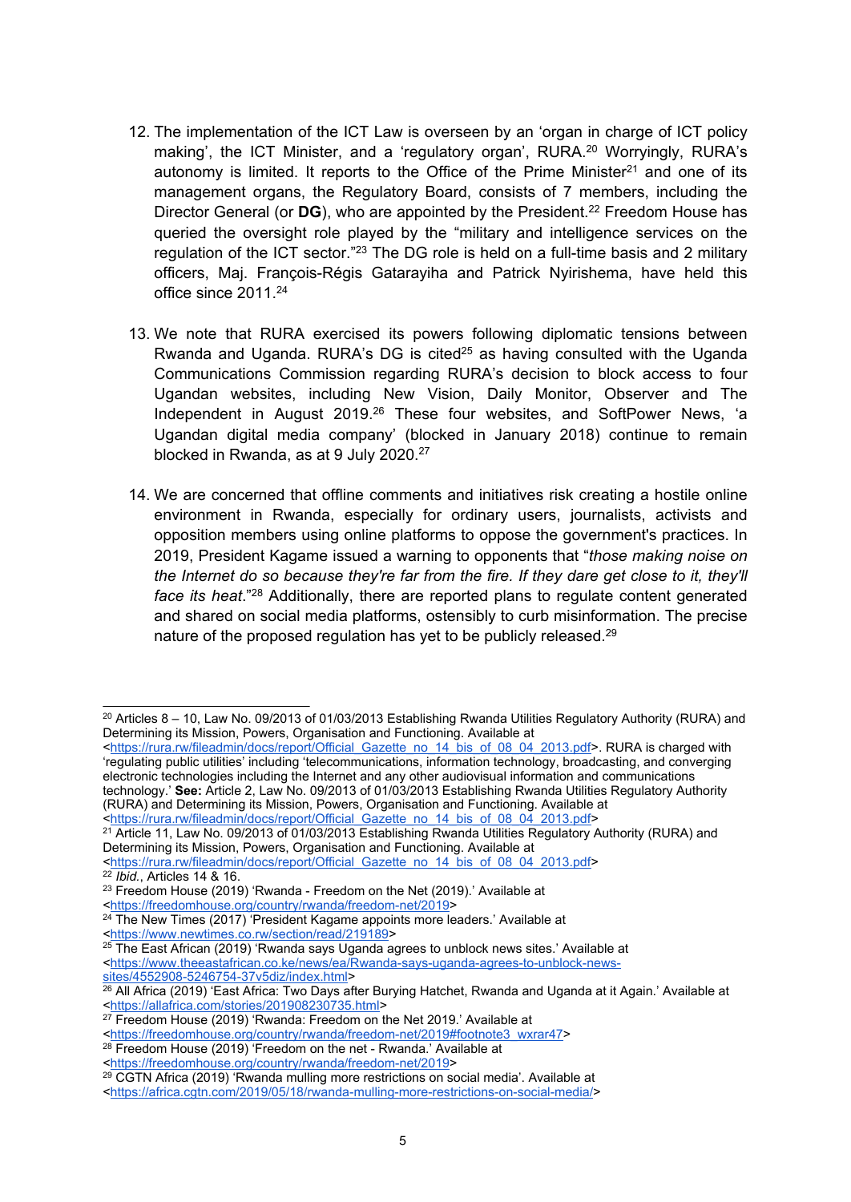12. The implementation of the ICT Law is overseen by an 'organ in charge of ICT policy making', the ICT Minister, and a 'regulatory organ', RURA.[20] Worryingly, RURA's autonomy is limited. It reports to the Office of the Prime Minister[21] and one of its management organs, the Regulatory Board, consists of 7 members, including the Director General (or **DG**), who are appointed by the President.[22] Freedom House has queried the oversight role played by the "military and intelligence services on the regulation of the ICT sector."[23] The DG role is held on a full-time basis and 2 military officers, Maj. François-Régis Gatarayiha and Patrick Nyirishema, have held this office since 2011.[24]

13. We note that RURA exercised its powers following diplomatic tensions between Rwanda and Uganda. RURA's DG is cited[25] as having consulted with the Uganda Communications Commission regarding RURA's decision to block access to four Ugandan websites, including New Vision, Daily Monitor, Observer and The Independent in August 2019.[26] These four websites, and SoftPower News, 'a Ugandan digital media company' (blocked in January 2018) continue to remain blocked in Rwanda, as at 9 July 2020.[27]

14. We are concerned that offline comments and initiatives risk creating a hostile online environment in Rwanda, especially for ordinary users, journalists, activists and opposition members using online platforms to oppose the government's practices. In 2019, President Kagame issued a warning to opponents that "*those making noise on the Internet do so because they're far from the fire. If they dare get close to it, they'll face its heat*."[28] Additionally, there are reported plans to regulate content generated and shared on social media platforms, ostensibly to curb misinformation. The precise nature of the proposed regulation has yet to be publicly released.[29]

---

[20] Articles 8 – 10, Law No. 09/2013 of 01/03/2013 Establishing Rwanda Utilities Regulatory Authority (RURA) and Determining its Mission, Powers, Organisation and Functioning. Available at <https://rura.rw/fileadmin/docs/report/Official_Gazette_no_14_bis_of_08_04_2013.pdf>. RURA is charged with 'regulating public utilities' including 'telecommunications, information technology, broadcasting, and converging electronic technologies including the Internet and any other audiovisual information and communications technology.' **See:** Article 2, Law No. 09/2013 of 01/03/2013 Establishing Rwanda Utilities Regulatory Authority (RURA) and Determining its Mission, Powers, Organisation and Functioning. Available at <https://rura.rw/fileadmin/docs/report/Official_Gazette_no_14_bis_of_08_04_2013.pdf>

[21] Article 11, Law No. 09/2013 of 01/03/2013 Establishing Rwanda Utilities Regulatory Authority (RURA) and Determining its Mission, Powers, Organisation and Functioning. Available at <https://rura.rw/fileadmin/docs/report/Official_Gazette_no_14_bis_of_08_04_2013.pdf>

[22] *Ibid*., Articles 14 & 16.

[23] Freedom House (2019) 'Rwanda - Freedom on the Net (2019).' Available at <https://freedomhouse.org/country/rwanda/freedom-net/2019>

[24] The New Times (2017) 'President Kagame appoints more leaders.' Available at <https://www.newtimes.co.rw/section/read/219189>

[25] The East African (2019) 'Rwanda says Uganda agrees to unblock news sites.' Available at <https://www.theeastafrican.co.ke/news/ea/Rwanda-says-uganda-agrees-to-unblock-news-sites/4552908-5246754-37v5diz/index.html>

[26] All Africa (2019) 'East Africa: Two Days after Burying Hatchet, Rwanda and Uganda at it Again.' Available at <https://allafrica.com/stories/201908230735.html>

[27] Freedom House (2019) 'Rwanda: Freedom on the Net 2019.' Available at <https://freedomhouse.org/country/rwanda/freedom-net/2019#footnote3_wxrar47>

[28] Freedom House (2019) 'Freedom on the net - Rwanda.' Available at <https://freedomhouse.org/country/rwanda/freedom-net/2019>

[29] CGTN Africa (2019) 'Rwanda mulling more restrictions on social media'. Available at <https://africa.cgtn.com/2019/05/18/rwanda-mulling-more-restrictions-on-social-media/>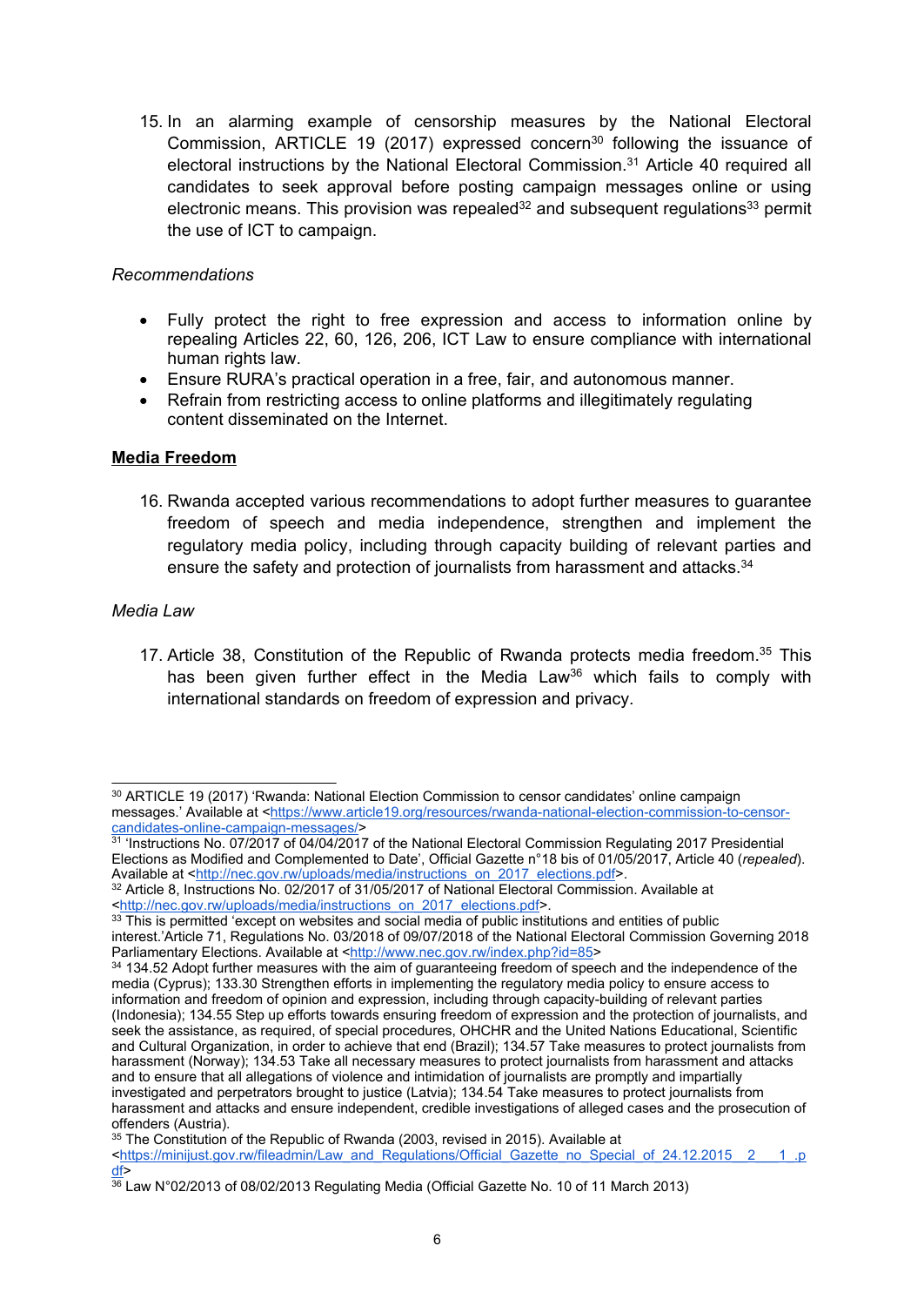15. In an alarming example of censorship measures by the National Electoral Commission, ARTICLE 19 (2017) expressed concern[30] following the issuance of electoral instructions by the National Electoral Commission.[31] Article 40 required all candidates to seek approval before posting campaign messages online or using electronic means. This provision was repealed[32] and subsequent regulations[33] permit the use of ICT to campaign.

*Recommendations*

- Fully protect the right to free expression and access to information online by repealing Articles 22, 60, 126, 206, ICT Law to ensure compliance with international human rights law.
- Ensure RURA's practical operation in a free, fair, and autonomous manner.
- Refrain from restricting access to online platforms and illegitimately regulating content disseminated on the Internet.

## **Media Freedom**

16. Rwanda accepted various recommendations to adopt further measures to guarantee freedom of speech and media independence, strengthen and implement the regulatory media policy, including through capacity building of relevant parties and ensure the safety and protection of journalists from harassment and attacks.[34]

*Media Law*

17. Article 38, Constitution of the Republic of Rwanda protects media freedom.[35] This has been given further effect in the Media Law[36] which fails to comply with international standards on freedom of expression and privacy.

---

[30] ARTICLE 19 (2017) 'Rwanda: National Election Commission to censor candidates' online campaign messages.' Available at <https://www.article19.org/resources/rwanda-national-election-commission-to-censor-candidates-online-campaign-messages/>

[31] 'Instructions No. 07/2017 of 04/04/2017 of the National Electoral Commission Regulating 2017 Presidential Elections as Modified and Complemented to Date', Official Gazette n°18 bis of 01/05/2017, Article 40 (*repealed*). Available at <http://nec.gov.rw/uploads/media/instructions_on_2017_elections.pdf>.

[32] Article 8, Instructions No. 02/2017 of 31/05/2017 of National Electoral Commission. Available at <http://nec.gov.rw/uploads/media/instructions_on_2017_elections.pdf>.

[33] This is permitted 'except on websites and social media of public institutions and entities of public interest.'Article 71, Regulations No. 03/2018 of 09/07/2018 of the National Electoral Commission Governing 2018 Parliamentary Elections. Available at <http://www.nec.gov.rw/index.php?id=85>

[34] 134.52 Adopt further measures with the aim of guaranteeing freedom of speech and the independence of the media (Cyprus); 133.30 Strengthen efforts in implementing the regulatory media policy to ensure access to information and freedom of opinion and expression, including through capacity-building of relevant parties (Indonesia); 134.55 Step up efforts towards ensuring freedom of expression and the protection of journalists, and seek the assistance, as required, of special procedures, OHCHR and the United Nations Educational, Scientific and Cultural Organization, in order to achieve that end (Brazil); 134.57 Take measures to protect journalists from harassment (Norway); 134.53 Take all necessary measures to protect journalists from harassment and attacks and to ensure that all allegations of violence and intimidation of journalists are promptly and impartially investigated and perpetrators brought to justice (Latvia); 134.54 Take measures to protect journalists from harassment and attacks and ensure independent, credible investigations of alleged cases and the prosecution of offenders (Austria).

[35] The Constitution of the Republic of Rwanda (2003, revised in 2015). Available at <https://minijust.gov.rw/fileadmin/Law_and_Regulations/Official_Gazette_no_Special_of_24.12.2015__2___1_.pdf>

[36] Law N°02/2013 of 08/02/2013 Regulating Media (Official Gazette No. 10 of 11 March 2013)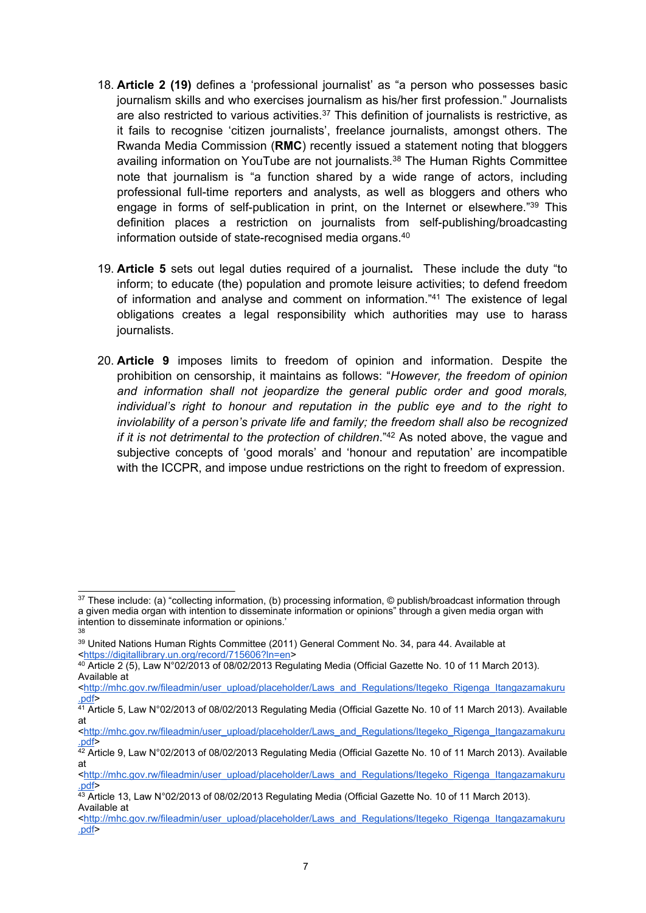18. **Article 2 (19)** defines a 'professional journalist' as "a person who possesses basic journalism skills and who exercises journalism as his/her first profession." Journalists are also restricted to various activities.[37] This definition of journalists is restrictive, as it fails to recognise 'citizen journalists', freelance journalists, amongst others. The Rwanda Media Commission (**RMC**) recently issued a statement noting that bloggers availing information on YouTube are not journalists.[38] The Human Rights Committee note that journalism is "a function shared by a wide range of actors, including professional full-time reporters and analysts, as well as bloggers and others who engage in forms of self-publication in print, on the Internet or elsewhere."[39] This definition places a restriction on journalists from self-publishing/broadcasting information outside of state-recognised media organs.[40]

19. **Article 5** sets out legal duties required of a journalist**.** These include the duty "to inform; to educate (the) population and promote leisure activities; to defend freedom of information and analyse and comment on information."[41] The existence of legal obligations creates a legal responsibility which authorities may use to harass journalists.

20. **Article 9** imposes limits to freedom of opinion and information. Despite the prohibition on censorship, it maintains as follows: "*However, the freedom of opinion and information shall not jeopardize the general public order and good morals, individual's right to honour and reputation in the public eye and to the right to inviolability of a person's private life and family; the freedom shall also be recognized if it is not detrimental to the protection of children*."[42] As noted above, the vague and subjective concepts of 'good morals' and 'honour and reputation' are incompatible with the ICCPR, and impose undue restrictions on the right to freedom of expression.

---

[37] These include: (a) "collecting information, (b) processing information, © publish/broadcast information through a given media organ with intention to disseminate information or opinions" through a given media organ with intention to disseminate information or opinions.'

[38]

[39] United Nations Human Rights Committee (2011) General Comment No. 34, para 44. Available at <https://digitallibrary.un.org/record/715606?ln=en>

[40] Article 2 (5), Law N°02/2013 of 08/02/2013 Regulating Media (Official Gazette No. 10 of 11 March 2013). Available at <http://mhc.gov.rw/fileadmin/user_upload/placeholder/Laws_and_Regulations/Itegeko_Rigenga_Itangazamakuru.pdf>

[41] Article 5, Law N°02/2013 of 08/02/2013 Regulating Media (Official Gazette No. 10 of 11 March 2013). Available at <http://mhc.gov.rw/fileadmin/user_upload/placeholder/Laws_and_Regulations/Itegeko_Rigenga_Itangazamakuru.pdf>

[42] Article 9, Law N°02/2013 of 08/02/2013 Regulating Media (Official Gazette No. 10 of 11 March 2013). Available at <http://mhc.gov.rw/fileadmin/user_upload/placeholder/Laws_and_Regulations/Itegeko_Rigenga_Itangazamakuru.pdf>

[43] Article 13, Law N°02/2013 of 08/02/2013 Regulating Media (Official Gazette No. 10 of 11 March 2013). Available at <http://mhc.gov.rw/fileadmin/user_upload/placeholder/Laws_and_Regulations/Itegeko_Rigenga_Itangazamakuru.pdf>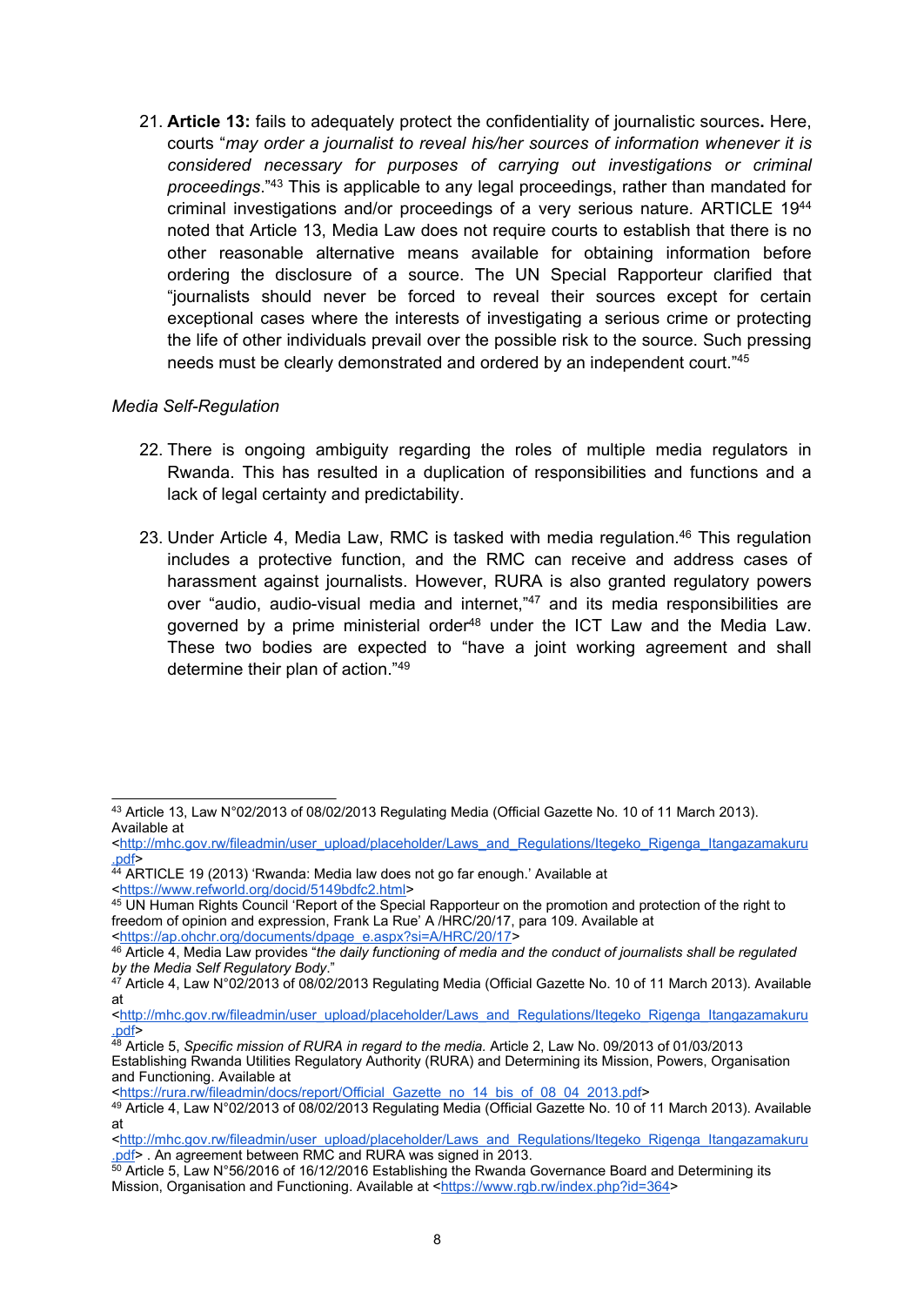21. **Article 13:** fails to adequately protect the confidentiality of journalistic sources**.** Here, courts "*may order a journalist to reveal his/her sources of information whenever it is considered necessary for purposes of carrying out investigations or criminal proceedings*."[43] This is applicable to any legal proceedings, rather than mandated for criminal investigations and/or proceedings of a very serious nature. ARTICLE 19[44] noted that Article 13, Media Law does not require courts to establish that there is no other reasonable alternative means available for obtaining information before ordering the disclosure of a source. The UN Special Rapporteur clarified that "journalists should never be forced to reveal their sources except for certain exceptional cases where the interests of investigating a serious crime or protecting the life of other individuals prevail over the possible risk to the source. Such pressing needs must be clearly demonstrated and ordered by an independent court."[45]

*Media Self-Regulation*

22. There is ongoing ambiguity regarding the roles of multiple media regulators in Rwanda. This has resulted in a duplication of responsibilities and functions and a lack of legal certainty and predictability.

23. Under Article 4, Media Law, RMC is tasked with media regulation.[46] This regulation includes a protective function, and the RMC can receive and address cases of harassment against journalists. However, RURA is also granted regulatory powers over "audio, audio-visual media and internet,"[47] and its media responsibilities are governed by a prime ministerial order[48] under the ICT Law and the Media Law. These two bodies are expected to "have a joint working agreement and shall determine their plan of action."[49]

---

[43] Article 13, Law N°02/2013 of 08/02/2013 Regulating Media (Official Gazette No. 10 of 11 March 2013). Available at <http://mhc.gov.rw/fileadmin/user_upload/placeholder/Laws_and_Regulations/Itegeko_Rigenga_Itangazamakuru.pdf>

[44] ARTICLE 19 (2013) 'Rwanda: Media law does not go far enough.' Available at <https://www.refworld.org/docid/5149bdfc2.html>

[45] UN Human Rights Council 'Report of the Special Rapporteur on the promotion and protection of the right to freedom of opinion and expression, Frank La Rue' A /HRC/20/17, para 109. Available at <https://ap.ohchr.org/documents/dpage_e.aspx?si=A/HRC/20/17>

[46] Article 4, Media Law provides "*the daily functioning of media and the conduct of journalists shall be regulated by the Media Self Regulatory Body*."

[47] Article 4, Law N°02/2013 of 08/02/2013 Regulating Media (Official Gazette No. 10 of 11 March 2013). Available at <http://mhc.gov.rw/fileadmin/user_upload/placeholder/Laws_and_Regulations/Itegeko_Rigenga_Itangazamakuru.pdf>

[48] Article 5, *Specific mission of RURA in regard to the media.* Article 2, Law No. 09/2013 of 01/03/2013 Establishing Rwanda Utilities Regulatory Authority (RURA) and Determining its Mission, Powers, Organisation and Functioning. Available at <https://rura.rw/fileadmin/docs/report/Official_Gazette_no_14_bis_of_08_04_2013.pdf>

[49] Article 4, Law N°02/2013 of 08/02/2013 Regulating Media (Official Gazette No. 10 of 11 March 2013). Available at <http://mhc.gov.rw/fileadmin/user_upload/placeholder/Laws_and_Regulations/Itegeko_Rigenga_Itangazamakuru.pdf> . An agreement between RMC and RURA was signed in 2013.

[50] Article 5, Law N°56/2016 of 16/12/2016 Establishing the Rwanda Governance Board and Determining its Mission, Organisation and Functioning. Available at <https://www.rgb.rw/index.php?id=364>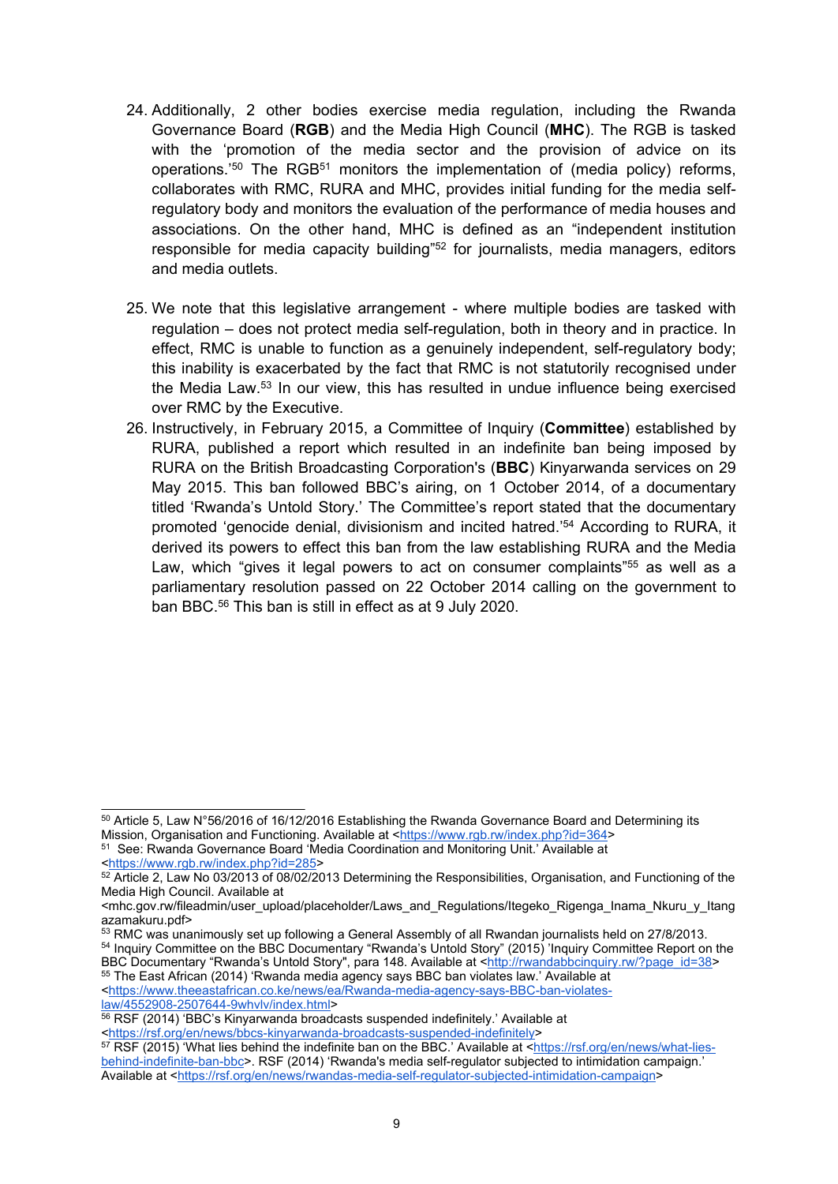24. Additionally, 2 other bodies exercise media regulation, including the Rwanda Governance Board (**RGB**) and the Media High Council (**MHC**). The RGB is tasked with the 'promotion of the media sector and the provision of advice on its operations.'[50] The RGB[51] monitors the implementation of (media policy) reforms, collaborates with RMC, RURA and MHC, provides initial funding for the media self-regulatory body and monitors the evaluation of the performance of media houses and associations. On the other hand, MHC is defined as an "independent institution responsible for media capacity building"[52] for journalists, media managers, editors and media outlets.

25. We note that this legislative arrangement - where multiple bodies are tasked with regulation – does not protect media self-regulation, both in theory and in practice. In effect, RMC is unable to function as a genuinely independent, self-regulatory body; this inability is exacerbated by the fact that RMC is not statutorily recognised under the Media Law.[53] In our view, this has resulted in undue influence being exercised over RMC by the Executive.

26. Instructively, in February 2015, a Committee of Inquiry (**Committee**) established by RURA, published a report which resulted in an indefinite ban being imposed by RURA on the British Broadcasting Corporation's (**BBC**) Kinyarwanda services on 29 May 2015. This ban followed BBC's airing, on 1 October 2014, of a documentary titled 'Rwanda's Untold Story.' The Committee's report stated that the documentary promoted 'genocide denial, divisionism and incited hatred.'[54] According to RURA, it derived its powers to effect this ban from the law establishing RURA and the Media Law, which "gives it legal powers to act on consumer complaints"[55] as well as a parliamentary resolution passed on 22 October 2014 calling on the government to ban BBC.[56] This ban is still in effect as at 9 July 2020.

---

[50] Article 5, Law N°56/2016 of 16/12/2016 Establishing the Rwanda Governance Board and Determining its Mission, Organisation and Functioning. Available at <https://www.rgb.rw/index.php?id=364>

[51] See: Rwanda Governance Board 'Media Coordination and Monitoring Unit.' Available at <https://www.rgb.rw/index.php?id=285>

[52] Article 2, Law No 03/2013 of 08/02/2013 Determining the Responsibilities, Organisation, and Functioning of the Media High Council. Available at <mhc.gov.rw/fileadmin/user_upload/placeholder/Laws_and_Regulations/Itegeko_Rigenga_Inama_Nkuru_y_Itangazamakuru.pdf>

[53] RMC was unanimously set up following a General Assembly of all Rwandan journalists held on 27/8/2013.

[54] Inquiry Committee on the BBC Documentary "Rwanda's Untold Story" (2015) 'Inquiry Committee Report on the BBC Documentary "Rwanda's Untold Story", para 148. Available at <http://rwandabbcinquiry.rw/?page_id=38>

[55] The East African (2014) 'Rwanda media agency says BBC ban violates law.' Available at <https://www.theeastafrican.co.ke/news/ea/Rwanda-media-agency-says-BBC-ban-violates-law/4552908-2507644-9whvlv/index.html>

[56] RSF (2014) 'BBC's Kinyarwanda broadcasts suspended indefinitely.' Available at <https://rsf.org/en/news/bbcs-kinyarwanda-broadcasts-suspended-indefinitely>

[57] RSF (2015) 'What lies behind the indefinite ban on the BBC.' Available at <https://rsf.org/en/news/what-lies-behind-indefinite-ban-bbc>. RSF (2014) 'Rwanda's media self-regulator subjected to intimidation campaign.' Available at <https://rsf.org/en/news/rwandas-media-self-regulator-subjected-intimidation-campaign>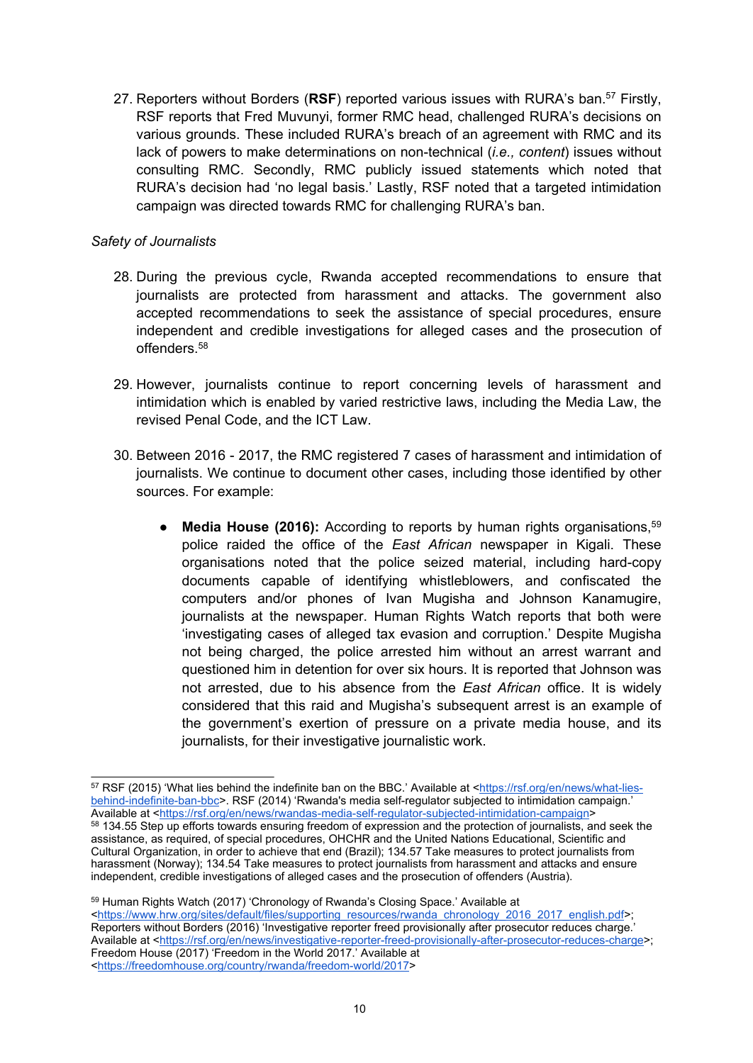27. Reporters without Borders (**RSF**) reported various issues with RURA's ban.[57] Firstly, RSF reports that Fred Muvunyi, former RMC head, challenged RURA's decisions on various grounds. These included RURA's breach of an agreement with RMC and its lack of powers to make determinations on non-technical (*i.e., content*) issues without consulting RMC. Secondly, RMC publicly issued statements which noted that RURA's decision had 'no legal basis.' Lastly, RSF noted that a targeted intimidation campaign was directed towards RMC for challenging RURA's ban.

*Safety of Journalists*

28. During the previous cycle, Rwanda accepted recommendations to ensure that journalists are protected from harassment and attacks. The government also accepted recommendations to seek the assistance of special procedures, ensure independent and credible investigations for alleged cases and the prosecution of offenders.[58]

29. However, journalists continue to report concerning levels of harassment and intimidation which is enabled by varied restrictive laws, including the Media Law, the revised Penal Code, and the ICT Law.

30. Between 2016 - 2017, the RMC registered 7 cases of harassment and intimidation of journalists. We continue to document other cases, including those identified by other sources. For example:

    - **Media House (2016):** According to reports by human rights organisations,[59] police raided the office of the *East African* newspaper in Kigali. These organisations noted that the police seized material, including hard-copy documents capable of identifying whistleblowers, and confiscated the computers and/or phones of Ivan Mugisha and Johnson Kanamugire, journalists at the newspaper. Human Rights Watch reports that both were 'investigating cases of alleged tax evasion and corruption.' Despite Mugisha not being charged, the police arrested him without an arrest warrant and questioned him in detention for over six hours. It is reported that Johnson was not arrested, due to his absence from the *East African* office. It is widely considered that this raid and Mugisha's subsequent arrest is an example of the government's exertion of pressure on a private media house, and its journalists, for their investigative journalistic work.

---

[57] RSF (2015) 'What lies behind the indefinite ban on the BBC.' Available at <https://rsf.org/en/news/what-lies-behind-indefinite-ban-bbc>. RSF (2014) 'Rwanda's media self-regulator subjected to intimidation campaign.' Available at <https://rsf.org/en/news/rwandas-media-self-regulator-subjected-intimidation-campaign>

[58] 134.55 Step up efforts towards ensuring freedom of expression and the protection of journalists, and seek the assistance, as required, of special procedures, OHCHR and the United Nations Educational, Scientific and Cultural Organization, in order to achieve that end (Brazil); 134.57 Take measures to protect journalists from harassment (Norway); 134.54 Take measures to protect journalists from harassment and attacks and ensure independent, credible investigations of alleged cases and the prosecution of offenders (Austria).

[59] Human Rights Watch (2017) 'Chronology of Rwanda's Closing Space.' Available at <https://www.hrw.org/sites/default/files/supporting_resources/rwanda_chronology_2016_2017_english.pdf>; Reporters without Borders (2016) 'Investigative reporter freed provisionally after prosecutor reduces charge.' Available at <https://rsf.org/en/news/investigative-reporter-freed-provisionally-after-prosecutor-reduces-charge>; Freedom House (2017) 'Freedom in the World 2017.' Available at <https://freedomhouse.org/country/rwanda/freedom-world/2017>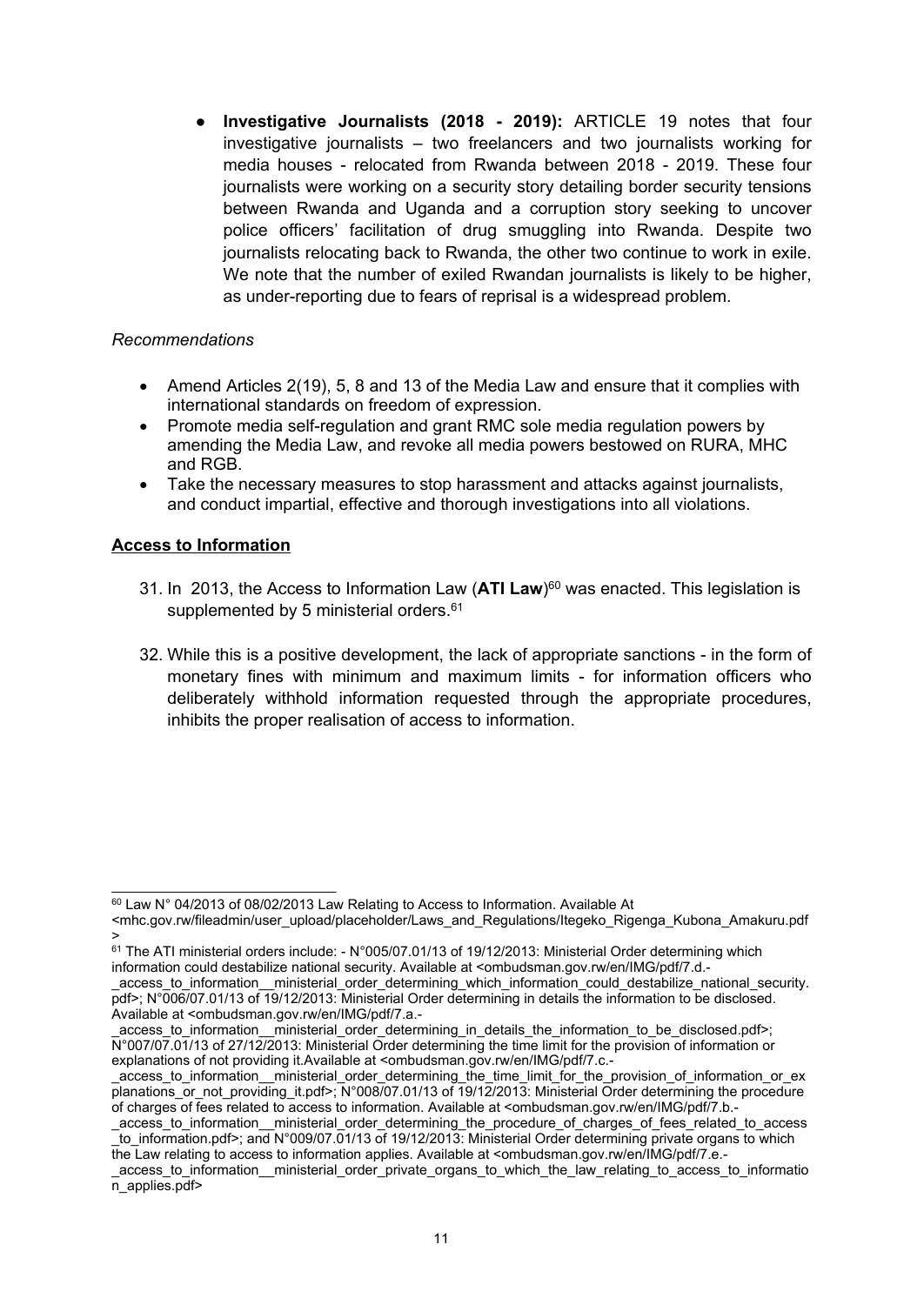- **Investigative Journalists (2018 - 2019):** ARTICLE 19 notes that four investigative journalists – two freelancers and two journalists working for media houses - relocated from Rwanda between 2018 - 2019. These four journalists were working on a security story detailing border security tensions between Rwanda and Uganda and a corruption story seeking to uncover police officers' facilitation of drug smuggling into Rwanda. Despite two journalists relocating back to Rwanda, the other two continue to work in exile. We note that the number of exiled Rwandan journalists is likely to be higher, as under-reporting due to fears of reprisal is a widespread problem.

*Recommendations*

- Amend Articles 2(19), 5, 8 and 13 of the Media Law and ensure that it complies with international standards on freedom of expression.
- Promote media self-regulation and grant RMC sole media regulation powers by amending the Media Law, and revoke all media powers bestowed on RURA, MHC and RGB.
- Take the necessary measures to stop harassment and attacks against journalists, and conduct impartial, effective and thorough investigations into all violations.

## Access to Information

31. In 2013, the Access to Information Law (**ATI Law**)[60] was enacted. This legislation is supplemented by 5 ministerial orders.[61]

32. While this is a positive development, the lack of appropriate sanctions - in the form of monetary fines with minimum and maximum limits - for information officers who deliberately withhold information requested through the appropriate procedures, inhibits the proper realisation of access to information.

---

[60] Law N° 04/2013 of 08/02/2013 Law Relating to Access to Information. Available At <mhc.gov.rw/fileadmin/user_upload/placeholder/Laws_and_Regulations/Itegeko_Rigenga_Kubona_Amakuru.pdf>

[61] The ATI ministerial orders include: - N°005/07.01/13 of 19/12/2013: Ministerial Order determining which information could destabilize national security. Available at <ombudsman.gov.rw/en/IMG/pdf/7.d.-_access_to_information__ministerial_order_determining_which_information_could_destabilize_national_security.pdf>; N°006/07.01/13 of 19/12/2013: Ministerial Order determining in details the information to be disclosed. Available at <ombudsman.gov.rw/en/IMG/pdf/7.a.-_access_to_information__ministerial_order_determining_in_details_the_information_to_be_disclosed.pdf>; N°007/07.01/13 of 27/12/2013: Ministerial Order determining the time limit for the provision of information or explanations of not providing it.Available at <ombudsman.gov.rw/en/IMG/pdf/7.c.-_access_to_information__ministerial_order_determining_the_time_limit_for_the_provision_of_information_or_explanations_or_not_providing_it.pdf>; N°008/07.01/13 of 19/12/2013: Ministerial Order determining the procedure of charges of fees related to access to information. Available at <ombudsman.gov.rw/en/IMG/pdf/7.b.-_access_to_information__ministerial_order_determining_the_procedure_of_charges_of_fees_related_to_access_to_information.pdf>; and N°009/07.01/13 of 19/12/2013: Ministerial Order determining private organs to which the Law relating to access to information applies. Available at <ombudsman.gov.rw/en/IMG/pdf/7.e.-_access_to_information__ministerial_order_private_organs_to_which_the_law_relating_to_access_to_information_applies.pdf>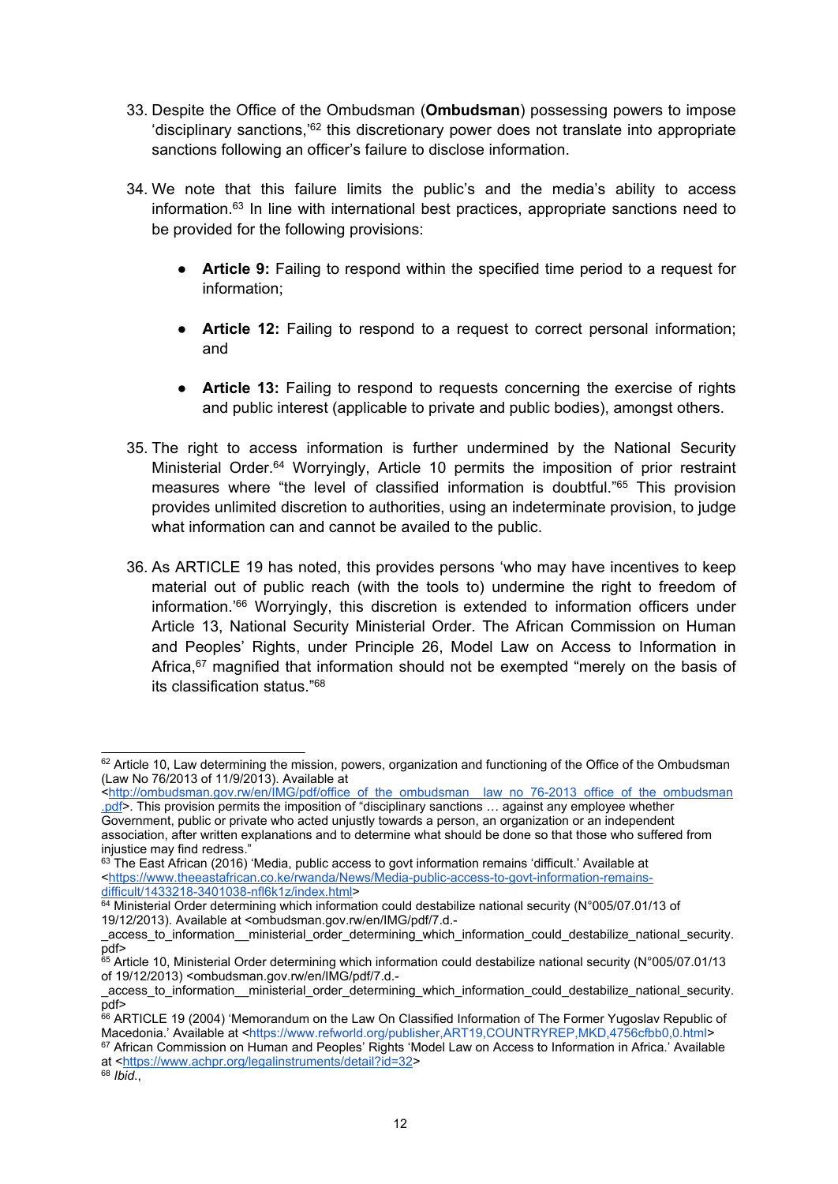33. Despite the Office of the Ombudsman (**Ombudsman**) possessing powers to impose 'disciplinary sanctions,'[62] this discretionary power does not translate into appropriate sanctions following an officer's failure to disclose information.

34. We note that this failure limits the public's and the media's ability to access information.[63] In line with international best practices, appropriate sanctions need to be provided for the following provisions:

    - **Article 9:** Failing to respond within the specified time period to a request for information;

    - **Article 12:** Failing to respond to a request to correct personal information; and

    - **Article 13:** Failing to respond to requests concerning the exercise of rights and public interest (applicable to private and public bodies), amongst others.

35. The right to access information is further undermined by the National Security Ministerial Order.[64] Worryingly, Article 10 permits the imposition of prior restraint measures where "the level of classified information is doubtful."[65] This provision provides unlimited discretion to authorities, using an indeterminate provision, to judge what information can and cannot be availed to the public.

36. As ARTICLE 19 has noted, this provides persons 'who may have incentives to keep material out of public reach (with the tools to) undermine the right to freedom of information.'[66] Worryingly, this discretion is extended to information officers under Article 13, National Security Ministerial Order. The African Commission on Human and Peoples' Rights, under Principle 26, Model Law on Access to Information in Africa,[67] magnified that information should not be exempted "merely on the basis of its classification status."[68]

---

[62] Article 10, Law determining the mission, powers, organization and functioning of the Office of the Ombudsman (Law No 76/2013 of 11/9/2013). Available at <http://ombudsman.gov.rw/en/IMG/pdf/office_of_the_ombudsman__law_no_76-2013_office_of_the_ombudsman.pdf>. This provision permits the imposition of "disciplinary sanctions … against any employee whether Government, public or private who acted unjustly towards a person, an organization or an independent association, after written explanations and to determine what should be done so that those who suffered from injustice may find redress."

[63] The East African (2016) 'Media, public access to govt information remains 'difficult.' Available at <https://www.theeastafrican.co.ke/rwanda/News/Media-public-access-to-govt-information-remains-difficult/1433218-3401038-nfl6k1z/index.html>

[64] Ministerial Order determining which information could destabilize national security (N°005/07.01/13 of 19/12/2013). Available at <ombudsman.gov.rw/en/IMG/pdf/7.d.-_access_to_information__ministerial_order_determining_which_information_could_destabilize_national_security.pdf>

[65] Article 10, Ministerial Order determining which information could destabilize national security (N°005/07.01/13 of 19/12/2013) <ombudsman.gov.rw/en/IMG/pdf/7.d.-_access_to_information__ministerial_order_determining_which_information_could_destabilize_national_security.pdf>

[66] ARTICLE 19 (2004) 'Memorandum on the Law On Classified Information of The Former Yugoslav Republic of Macedonia.' Available at <https://www.refworld.org/publisher,ART19,COUNTRYREP,MKD,4756cfbb0,0.html>

[67] African Commission on Human and Peoples' Rights 'Model Law on Access to Information in Africa.' Available at <https://www.achpr.org/legalinstruments/detail?id=32>

[68] *Ibid.*,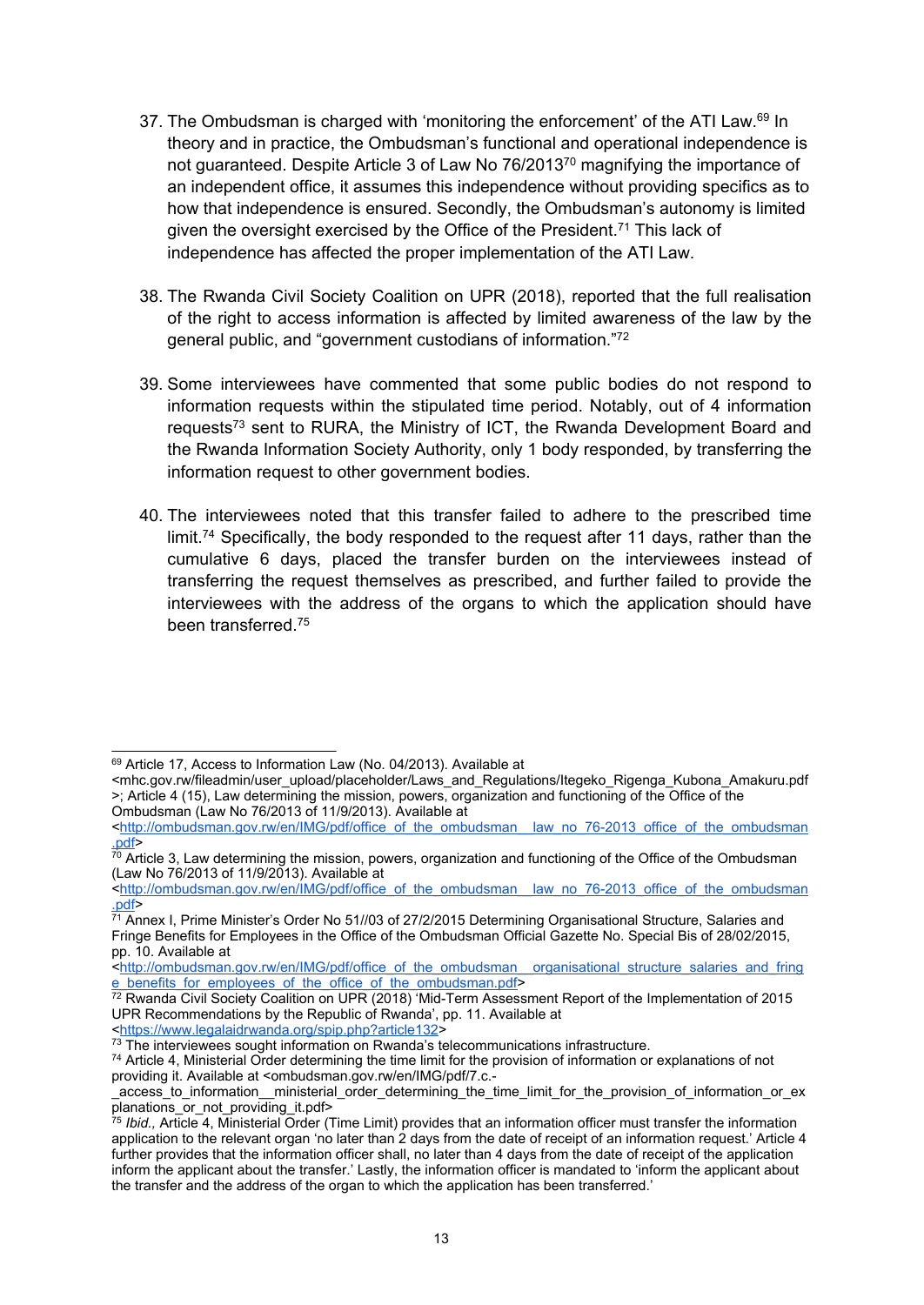37. The Ombudsman is charged with 'monitoring the enforcement' of the ATI Law.[69] In theory and in practice, the Ombudsman's functional and operational independence is not guaranteed. Despite Article 3 of Law No 76/2013[70] magnifying the importance of an independent office, it assumes this independence without providing specifics as to how that independence is ensured. Secondly, the Ombudsman's autonomy is limited given the oversight exercised by the Office of the President.[71] This lack of independence has affected the proper implementation of the ATI Law.

38. The Rwanda Civil Society Coalition on UPR (2018), reported that the full realisation of the right to access information is affected by limited awareness of the law by the general public, and "government custodians of information."[72]

39. Some interviewees have commented that some public bodies do not respond to information requests within the stipulated time period. Notably, out of 4 information requests[73] sent to RURA, the Ministry of ICT, the Rwanda Development Board and the Rwanda Information Society Authority, only 1 body responded, by transferring the information request to other government bodies.

40. The interviewees noted that this transfer failed to adhere to the prescribed time limit.[74] Specifically, the body responded to the request after 11 days, rather than the cumulative 6 days, placed the transfer burden on the interviewees instead of transferring the request themselves as prescribed, and further failed to provide the interviewees with the address of the organs to which the application should have been transferred.[75]

---

[69] Article 17, Access to Information Law (No. 04/2013). Available at <mhc.gov.rw/fileadmin/user_upload/placeholder/Laws_and_Regulations/Itegeko_Rigenga_Kubona_Amakuru.pdf>; Article 4 (15), Law determining the mission, powers, organization and functioning of the Office of the Ombudsman (Law No 76/2013 of 11/9/2013). Available at <http://ombudsman.gov.rw/en/IMG/pdf/office_of_the_ombudsman__law_no_76-2013_office_of_the_ombudsman.pdf>

[70] Article 3, Law determining the mission, powers, organization and functioning of the Office of the Ombudsman (Law No 76/2013 of 11/9/2013). Available at <http://ombudsman.gov.rw/en/IMG/pdf/office_of_the_ombudsman__law_no_76-2013_office_of_the_ombudsman.pdf>

[71] Annex I, Prime Minister's Order No 51//03 of 27/2/2015 Determining Organisational Structure, Salaries and Fringe Benefits for Employees in the Office of the Ombudsman Official Gazette No. Special Bis of 28/02/2015, pp. 10. Available at <http://ombudsman.gov.rw/en/IMG/pdf/office_of_the_ombudsman__organisational_structure_salaries_and_fringe_benefits_for_employees_of_the_office_of_the_ombudsman.pdf>

[72] Rwanda Civil Society Coalition on UPR (2018) 'Mid-Term Assessment Report of the Implementation of 2015 UPR Recommendations by the Republic of Rwanda', pp. 11. Available at <https://www.legalaidrwanda.org/spip.php?article132>

[73] The interviewees sought information on Rwanda's telecommunications infrastructure.

[74] Article 4, Ministerial Order determining the time limit for the provision of information or explanations of not providing it. Available at <ombudsman.gov.rw/en/IMG/pdf/7.c.-_access_to_information__ministerial_order_determining_the_time_limit_for_the_provision_of_information_or_explanations_or_not_providing_it.pdf>

[75] *Ibid.,* Article 4, Ministerial Order (Time Limit) provides that an information officer must transfer the information application to the relevant organ 'no later than 2 days from the date of receipt of an information request.' Article 4 further provides that the information officer shall, no later than 4 days from the date of receipt of the application inform the applicant about the transfer.' Lastly, the information officer is mandated to 'inform the applicant about the transfer and the address of the organ to which the application has been transferred.'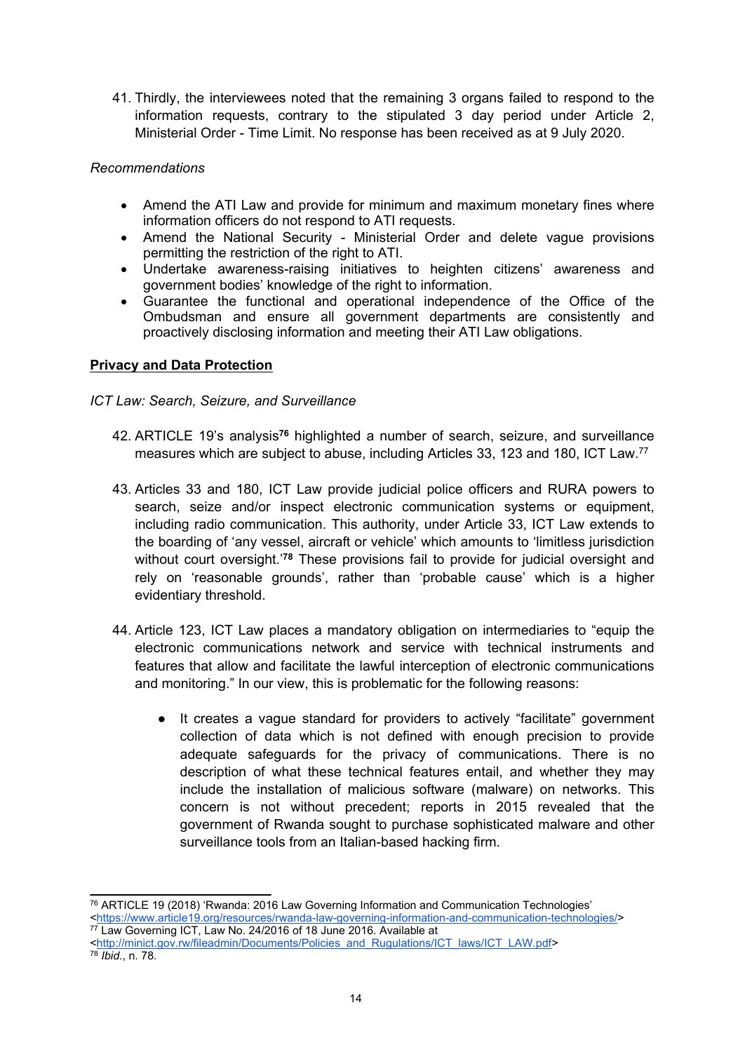41. Thirdly, the interviewees noted that the remaining 3 organs failed to respond to the information requests, contrary to the stipulated 3 day period under Article 2, Ministerial Order - Time Limit. No response has been received as at 9 July 2020.

*Recommendations*

- Amend the ATI Law and provide for minimum and maximum monetary fines where information officers do not respond to ATI requests.
- Amend the National Security - Ministerial Order and delete vague provisions permitting the restriction of the right to ATI.
- Undertake awareness-raising initiatives to heighten citizens' awareness and government bodies' knowledge of the right to information.
- Guarantee the functional and operational independence of the Office of the Ombudsman and ensure all government departments are consistently and proactively disclosing information and meeting their ATI Law obligations.

**Privacy and Data Protection**

*ICT Law: Search, Seizure, and Surveillance*

42. ARTICLE 19's analysis**[76]** highlighted a number of search, seizure, and surveillance measures which are subject to abuse, including Articles 33, 123 and 180, ICT Law.[77]

43. Articles 33 and 180, ICT Law provide judicial police officers and RURA powers to search, seize and/or inspect electronic communication systems or equipment, including radio communication. This authority, under Article 33, ICT Law extends to the boarding of 'any vessel, aircraft or vehicle' which amounts to 'limitless jurisdiction without court oversight.'**[78]** These provisions fail to provide for judicial oversight and rely on 'reasonable grounds', rather than 'probable cause' which is a higher evidentiary threshold.

44. Article 123, ICT Law places a mandatory obligation on intermediaries to "equip the electronic communications network and service with technical instruments and features that allow and facilitate the lawful interception of electronic communications and monitoring." In our view, this is problematic for the following reasons:

    - It creates a vague standard for providers to actively "facilitate" government collection of data which is not defined with enough precision to provide adequate safeguards for the privacy of communications. There is no description of what these technical features entail, and whether they may include the installation of malicious software (malware) on networks. This concern is not without precedent; reports in 2015 revealed that the government of Rwanda sought to purchase sophisticated malware and other surveillance tools from an Italian-based hacking firm.

---

[76] ARTICLE 19 (2018) 'Rwanda: 2016 Law Governing Information and Communication Technologies' <https://www.article19.org/resources/rwanda-law-governing-information-and-communication-technologies/>

[77] Law Governing ICT, Law No. 24/2016 of 18 June 2016. Available at <http://minict.gov.rw/fileadmin/Documents/Policies_and_Rugulations/ICT_laws/ICT_LAW.pdf>

[78] *Ibid.*, n. 78.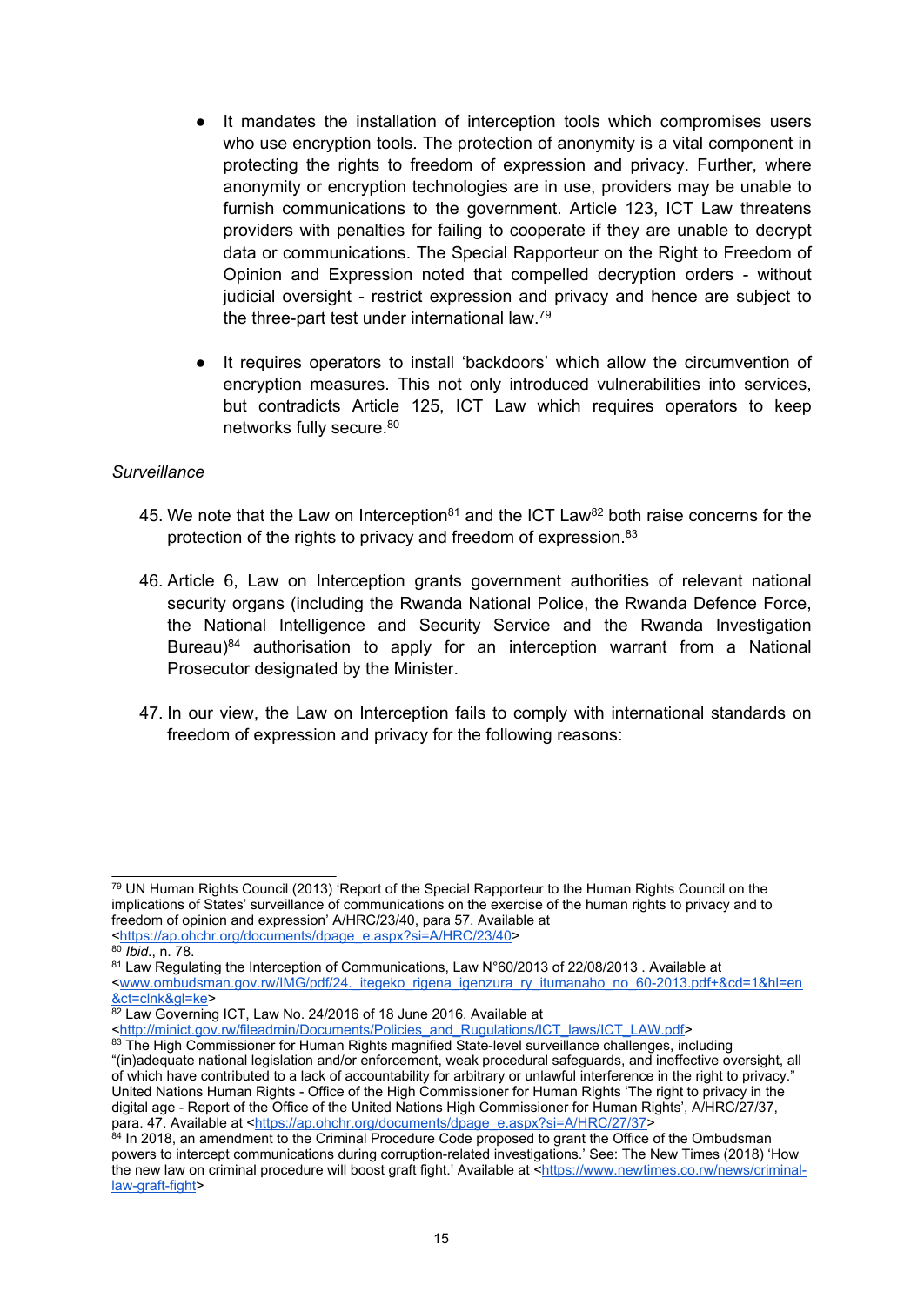- It mandates the installation of interception tools which compromises users who use encryption tools. The protection of anonymity is a vital component in protecting the rights to freedom of expression and privacy. Further, where anonymity or encryption technologies are in use, providers may be unable to furnish communications to the government. Article 123, ICT Law threatens providers with penalties for failing to cooperate if they are unable to decrypt data or communications. The Special Rapporteur on the Right to Freedom of Opinion and Expression noted that compelled decryption orders - without judicial oversight - restrict expression and privacy and hence are subject to the three-part test under international law.[79]

- It requires operators to install 'backdoors' which allow the circumvention of encryption measures. This not only introduced vulnerabilities into services, but contradicts Article 125, ICT Law which requires operators to keep networks fully secure.[80]

*Surveillance*

45. We note that the Law on Interception[81] and the ICT Law[82] both raise concerns for the protection of the rights to privacy and freedom of expression.[83]

46. Article 6, Law on Interception grants government authorities of relevant national security organs (including the Rwanda National Police, the Rwanda Defence Force, the National Intelligence and Security Service and the Rwanda Investigation Bureau)[84] authorisation to apply for an interception warrant from a National Prosecutor designated by the Minister.

47. In our view, the Law on Interception fails to comply with international standards on freedom of expression and privacy for the following reasons:

---

[79] UN Human Rights Council (2013) 'Report of the Special Rapporteur to the Human Rights Council on the implications of States' surveillance of communications on the exercise of the human rights to privacy and to freedom of opinion and expression' A/HRC/23/40, para 57. Available at <https://ap.ohchr.org/documents/dpage_e.aspx?si=A/HRC/23/40>

[80] *Ibid*., n. 78.

[81] Law Regulating the Interception of Communications, Law N°60/2013 of 22/08/2013 . Available at <www.ombudsman.gov.rw/IMG/pdf/24._itegeko_rigena_igenzura_ry_itumanaho_no_60-2013.pdf+&cd=1&hl=en&ct=clnk&gl=ke>

[82] Law Governing ICT, Law No. 24/2016 of 18 June 2016. Available at <http://minict.gov.rw/fileadmin/Documents/Policies_and_Rugulations/ICT_laws/ICT_LAW.pdf>

[83] The High Commissioner for Human Rights magnified State-level surveillance challenges, including "(in)adequate national legislation and/or enforcement, weak procedural safeguards, and ineffective oversight, all of which have contributed to a lack of accountability for arbitrary or unlawful interference in the right to privacy." United Nations Human Rights - Office of the High Commissioner for Human Rights 'The right to privacy in the digital age - Report of the Office of the United Nations High Commissioner for Human Rights', A/HRC/27/37, para. 47. Available at <https://ap.ohchr.org/documents/dpage_e.aspx?si=A/HRC/27/37>

[84] In 2018, an amendment to the Criminal Procedure Code proposed to grant the Office of the Ombudsman powers to intercept communications during corruption-related investigations.' See: The New Times (2018) 'How the new law on criminal procedure will boost graft fight.' Available at <https://www.newtimes.co.rw/news/criminal-law-graft-fight>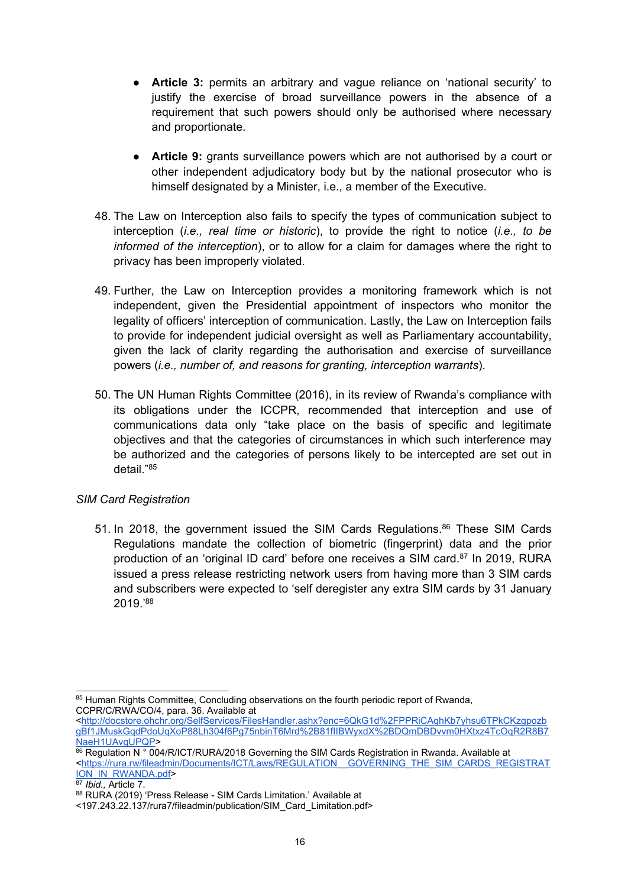- **Article 3:** permits an arbitrary and vague reliance on 'national security' to justify the exercise of broad surveillance powers in the absence of a requirement that such powers should only be authorised where necessary and proportionate.

- **Article 9:** grants surveillance powers which are not authorised by a court or other independent adjudicatory body but by the national prosecutor who is himself designated by a Minister, i.e., a member of the Executive.

48. The Law on Interception also fails to specify the types of communication subject to interception (*i.e., real time or historic*), to provide the right to notice (*i.e., to be informed of the interception*), or to allow for a claim for damages where the right to privacy has been improperly violated.

49. Further, the Law on Interception provides a monitoring framework which is not independent, given the Presidential appointment of inspectors who monitor the legality of officers' interception of communication. Lastly, the Law on Interception fails to provide for independent judicial oversight as well as Parliamentary accountability, given the lack of clarity regarding the authorisation and exercise of surveillance powers (*i.e., number of, and reasons for granting, interception warrants*).

50. The UN Human Rights Committee (2016), in its review of Rwanda's compliance with its obligations under the ICCPR, recommended that interception and use of communications data only "take place on the basis of specific and legitimate objectives and that the categories of circumstances in which such interference may be authorized and the categories of persons likely to be intercepted are set out in detail."[85]

*SIM Card Registration*

51. In 2018, the government issued the SIM Cards Regulations.[86] These SIM Cards Regulations mandate the collection of biometric (fingerprint) data and the prior production of an 'original ID card' before one receives a SIM card.[87] In 2019, RURA issued a press release restricting network users from having more than 3 SIM cards and subscribers were expected to 'self deregister any extra SIM cards by 31 January 2019.'[88]

---

[85] Human Rights Committee, Concluding observations on the fourth periodic report of Rwanda, CCPR/C/RWA/CO/4, para. 36. Available at <http://docstore.ohchr.org/SelfServices/FilesHandler.ashx?enc=6QkG1d%2FPPRiCAqhKb7yhsu6TPkCKzgpozbgBf1JMuskGqdPdoUqXoP88Lh304f6Pg75nbinT6Mrd%2B81fIIBWyxdX%2BDQmDBDvvm0HXtxz4TcOqR2R8B7NaeH1UAvgUPQP>

[86] Regulation N ° 004/R/ICT/RURA/2018 Governing the SIM Cards Registration in Rwanda. Available at <https://rura.rw/fileadmin/Documents/ICT/Laws/REGULATION__GOVERNING_THE_SIM_CARDS_REGISTRATION_IN_RWANDA.pdf>

[87] *Ibid.,* Article 7.

[88] RURA (2019) 'Press Release - SIM Cards Limitation.' Available at <197.243.22.137/rura7/fileadmin/publication/SIM_Card_Limitation.pdf>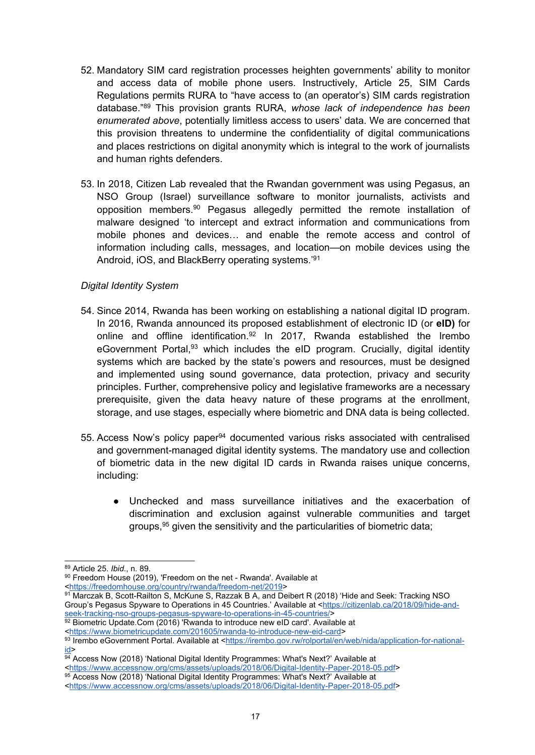52. Mandatory SIM card registration processes heighten governments' ability to monitor and access data of mobile phone users. Instructively, Article 25, SIM Cards Regulations permits RURA to "have access to (an operator's) SIM cards registration database."[89] This provision grants RURA, *whose lack of independence has been enumerated above*, potentially limitless access to users' data. We are concerned that this provision threatens to undermine the confidentiality of digital communications and places restrictions on digital anonymity which is integral to the work of journalists and human rights defenders.

53. In 2018, Citizen Lab revealed that the Rwandan government was using Pegasus, an NSO Group (Israel) surveillance software to monitor journalists, activists and opposition members.[90] Pegasus allegedly permitted the remote installation of malware designed 'to intercept and extract information and communications from mobile phones and devices… and enable the remote access and control of information including calls, messages, and location—on mobile devices using the Android, iOS, and BlackBerry operating systems.'[91]

*Digital Identity System*

54. Since 2014, Rwanda has been working on establishing a national digital ID program. In 2016, Rwanda announced its proposed establishment of electronic ID (or **eID)** for online and offline identification.[92] In 2017, Rwanda established the Irembo eGovernment Portal,[93] which includes the eID program. Crucially, digital identity systems which are backed by the state's powers and resources, must be designed and implemented using sound governance, data protection, privacy and security principles. Further, comprehensive policy and legislative frameworks are a necessary prerequisite, given the data heavy nature of these programs at the enrollment, storage, and use stages, especially where biometric and DNA data is being collected.

55. Access Now's policy paper[94] documented various risks associated with centralised and government-managed digital identity systems. The mandatory use and collection of biometric data in the new digital ID cards in Rwanda raises unique concerns, including:

    - Unchecked and mass surveillance initiatives and the exacerbation of discrimination and exclusion against vulnerable communities and target groups,[95] given the sensitivity and the particularities of biometric data;

---

[89] Article 25. *Ibid.*, n. 89.

[90] Freedom House (2019), 'Freedom on the net - Rwanda'. Available at <https://freedomhouse.org/country/rwanda/freedom-net/2019>

[91] Marczak B, Scott-Railton S, McKune S, Razzak B A, and Deibert R (2018) 'Hide and Seek: Tracking NSO Group's Pegasus Spyware to Operations in 45 Countries.' Available at <https://citizenlab.ca/2018/09/hide-and-seek-tracking-nso-groups-pegasus-spyware-to-operations-in-45-countries/>

[92] Biometric Update.Com (2016) 'Rwanda to introduce new eID card'. Available at <https://www.biometricupdate.com/201605/rwanda-to-introduce-new-eid-card>

[93] Irembo eGovernment Portal. Available at <https://irembo.gov.rw/rolportal/en/web/nida/application-for-national-id>

[94] Access Now (2018) 'National Digital Identity Programmes: What's Next?' Available at <https://www.accessnow.org/cms/assets/uploads/2018/06/Digital-Identity-Paper-2018-05.pdf>

[95] Access Now (2018) 'National Digital Identity Programmes: What's Next?' Available at <https://www.accessnow.org/cms/assets/uploads/2018/06/Digital-Identity-Paper-2018-05.pdf>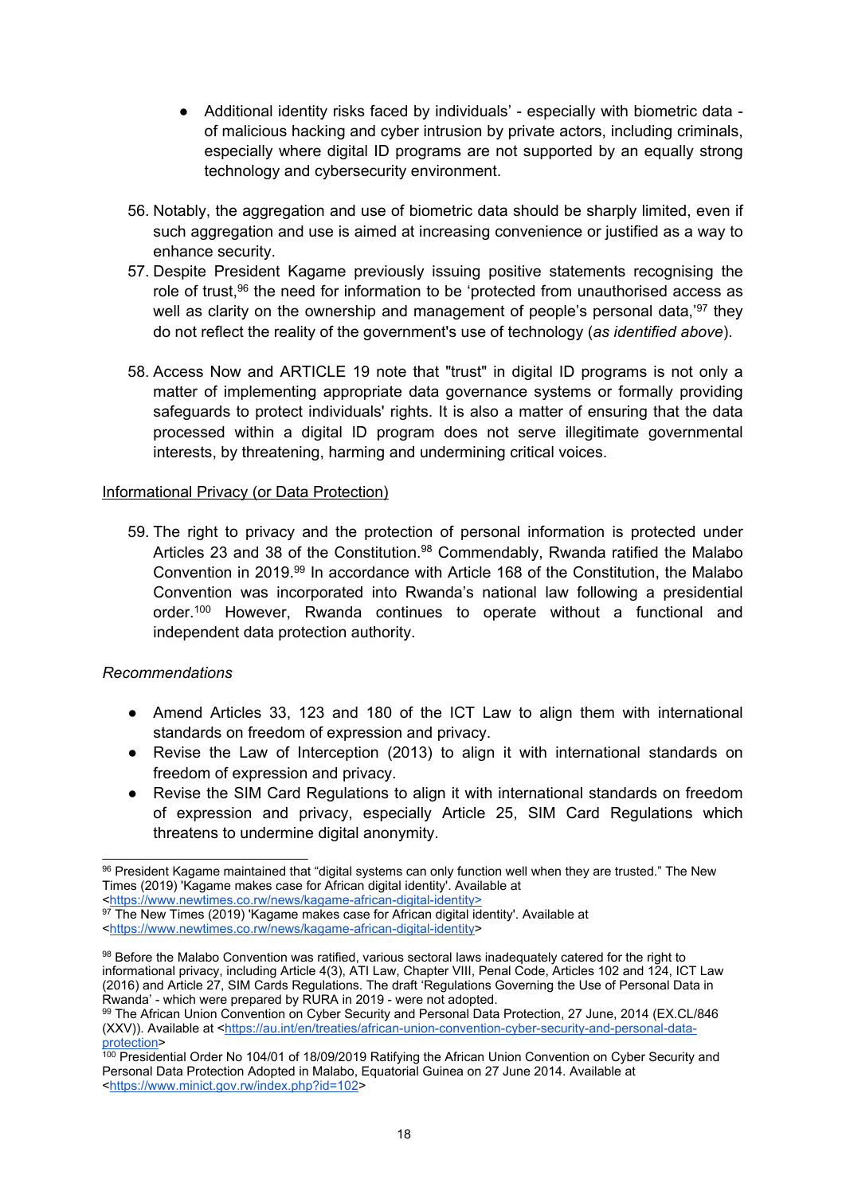- Additional identity risks faced by individuals' - especially with biometric data - of malicious hacking and cyber intrusion by private actors, including criminals, especially where digital ID programs are not supported by an equally strong technology and cybersecurity environment.

56. Notably, the aggregation and use of biometric data should be sharply limited, even if such aggregation and use is aimed at increasing convenience or justified as a way to enhance security.
57. Despite President Kagame previously issuing positive statements recognising the role of trust,[96] the need for information to be 'protected from unauthorised access as well as clarity on the ownership and management of people's personal data,'[97] they do not reflect the reality of the government's use of technology (*as identified above*).
58. Access Now and ARTICLE 19 note that "trust" in digital ID programs is not only a matter of implementing appropriate data governance systems or formally providing safeguards to protect individuals' rights. It is also a matter of ensuring that the data processed within a digital ID program does not serve illegitimate governmental interests, by threatening, harming and undermining critical voices.

Informational Privacy (or Data Protection)

59. The right to privacy and the protection of personal information is protected under Articles 23 and 38 of the Constitution.[98] Commendably, Rwanda ratified the Malabo Convention in 2019.[99] In accordance with Article 168 of the Constitution, the Malabo Convention was incorporated into Rwanda's national law following a presidential order.[100] However, Rwanda continues to operate without a functional and independent data protection authority.

*Recommendations*

- Amend Articles 33, 123 and 180 of the ICT Law to align them with international standards on freedom of expression and privacy.
- Revise the Law of Interception (2013) to align it with international standards on freedom of expression and privacy.
- Revise the SIM Card Regulations to align it with international standards on freedom of expression and privacy, especially Article 25, SIM Card Regulations which threatens to undermine digital anonymity.

---

[96] President Kagame maintained that "digital systems can only function well when they are trusted." The New Times (2019) 'Kagame makes case for African digital identity'. Available at <https://www.newtimes.co.rw/news/kagame-african-digital-identity>

[97] The New Times (2019) 'Kagame makes case for African digital identity'. Available at <https://www.newtimes.co.rw/news/kagame-african-digital-identity>

[98] Before the Malabo Convention was ratified, various sectoral laws inadequately catered for the right to informational privacy, including Article 4(3), ATI Law, Chapter VIII, Penal Code, Articles 102 and 124, ICT Law (2016) and Article 27, SIM Cards Regulations. The draft 'Regulations Governing the Use of Personal Data in Rwanda' - which were prepared by RURA in 2019 - were not adopted.

[99] The African Union Convention on Cyber Security and Personal Data Protection, 27 June, 2014 (EX.CL/846 (XXV)). Available at <https://au.int/en/treaties/african-union-convention-cyber-security-and-personal-data-protection>

[100] Presidential Order No 104/01 of 18/09/2019 Ratifying the African Union Convention on Cyber Security and Personal Data Protection Adopted in Malabo, Equatorial Guinea on 27 June 2014. Available at <https://www.minict.gov.rw/index.php?id=102>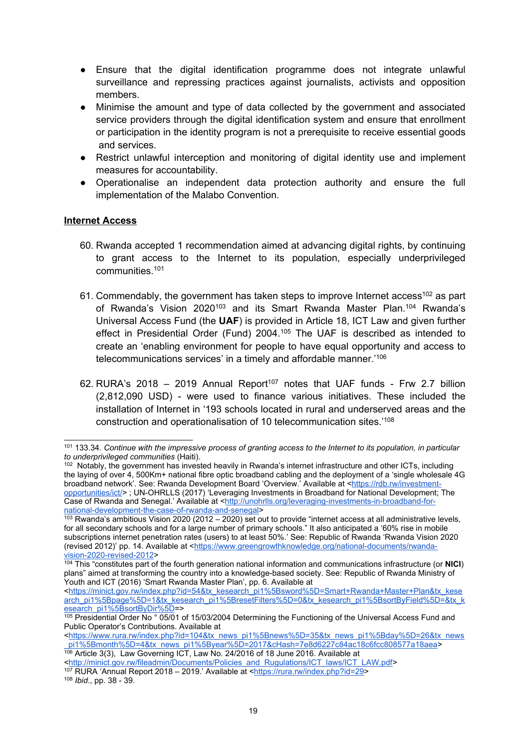- Ensure that the digital identification programme does not integrate unlawful surveillance and repressing practices against journalists, activists and opposition members.
- Minimise the amount and type of data collected by the government and associated service providers through the digital identification system and ensure that enrollment or participation in the identity program is not a prerequisite to receive essential goods and services.
- Restrict unlawful interception and monitoring of digital identity use and implement measures for accountability.
- Operationalise an independent data protection authority and ensure the full implementation of the Malabo Convention.

## Internet Access

60. Rwanda accepted 1 recommendation aimed at advancing digital rights, by continuing to grant access to the Internet to its population, especially underprivileged communities.[101]

61. Commendably, the government has taken steps to improve Internet access[102] as part of Rwanda's Vision 2020[103] and its Smart Rwanda Master Plan.[104] Rwanda's Universal Access Fund (the **UAF**) is provided in Article 18, ICT Law and given further effect in Presidential Order (Fund) 2004.[105] The UAF is described as intended to create an 'enabling environment for people to have equal opportunity and access to telecommunications services' in a timely and affordable manner.'[106]

62. RURA's 2018 – 2019 Annual Report[107] notes that UAF funds - Frw 2.7 billion (2,812,090 USD) - were used to finance various initiatives. These included the installation of Internet in '193 schools located in rural and underserved areas and the construction and operationalisation of 10 telecommunication sites.'[108]

---

[101] 133.34. *Continue with the impressive process of granting access to the Internet to its population, in particular to underprivileged communities* (Haiti).

[102] Notably, the government has invested heavily in Rwanda's internet infrastructure and other ICTs, including the laying of over 4, 500Km+ national fibre optic broadband cabling and the deployment of a 'single wholesale 4G broadband network'. See: Rwanda Development Board 'Overview.' Available at <https://rdb.rw/investment-opportunities/ict/> ; UN-OHRLLS (2017) 'Leveraging Investments in Broadband for National Development; The Case of Rwanda and Senegal.' Available at <http://unohrlls.org/leveraging-investments-in-broadband-for-national-development-the-case-of-rwanda-and-senegal>

[103] Rwanda's ambitious Vision 2020 (2012 – 2020) set out to provide "internet access at all administrative levels, for all secondary schools and for a large number of primary schools." It also anticipated a '60% rise in mobile subscriptions internet penetration rates (users) to at least 50%.' See: Republic of Rwanda 'Rwanda Vision 2020 (revised 2012)' pp. 14. Available at <https://www.greengrowthknowledge.org/national-documents/rwanda-vision-2020-revised-2012>

[104] This "constitutes part of the fourth generation national information and communications infrastructure (or **NICI**) plans" aimed at transforming the country into a knowledge-based society. See: Republic of Rwanda Ministry of Youth and ICT (2016) 'Smart Rwanda Master Plan', pp. 6. Available at <https://minict.gov.rw/index.php?id=54&tx_kesearch_pi1%5Bsword%5D=Smart+Rwanda+Master+Plan&tx_kesearch_pi1%5Bpage%5D=1&tx_kesearch_pi1%5BresetFilters%5D=0&tx_kesearch_pi1%5BsortByField%5D=&tx_kesearch_pi1%5BsortByDir%5D=>

[105] Presidential Order No ° 05/01 of 15/03/2004 Determining the Functioning of the Universal Access Fund and Public Operator's Contributions. Available at <https://www.rura.rw/index.php?id=104&tx_news_pi1%5Bnews%5D=35&tx_news_pi1%5Bday%5D=26&tx_news_pi1%5Bmonth%5D=4&tx_news_pi1%5Byear%5D=2017&cHash=7e8d6227c84ac18c6fcc808577a18aea>

[106] Article 3(3), Law Governing ICT, Law No. 24/2016 of 18 June 2016. Available at <http://minict.gov.rw/fileadmin/Documents/Policies_and_Rugulations/ICT_laws/ICT_LAW.pdf>

[107] RURA 'Annual Report 2018 – 2019.' Available at <https://rura.rw/index.php?id=29>

[108] *Ibid*., pp. 38 - 39.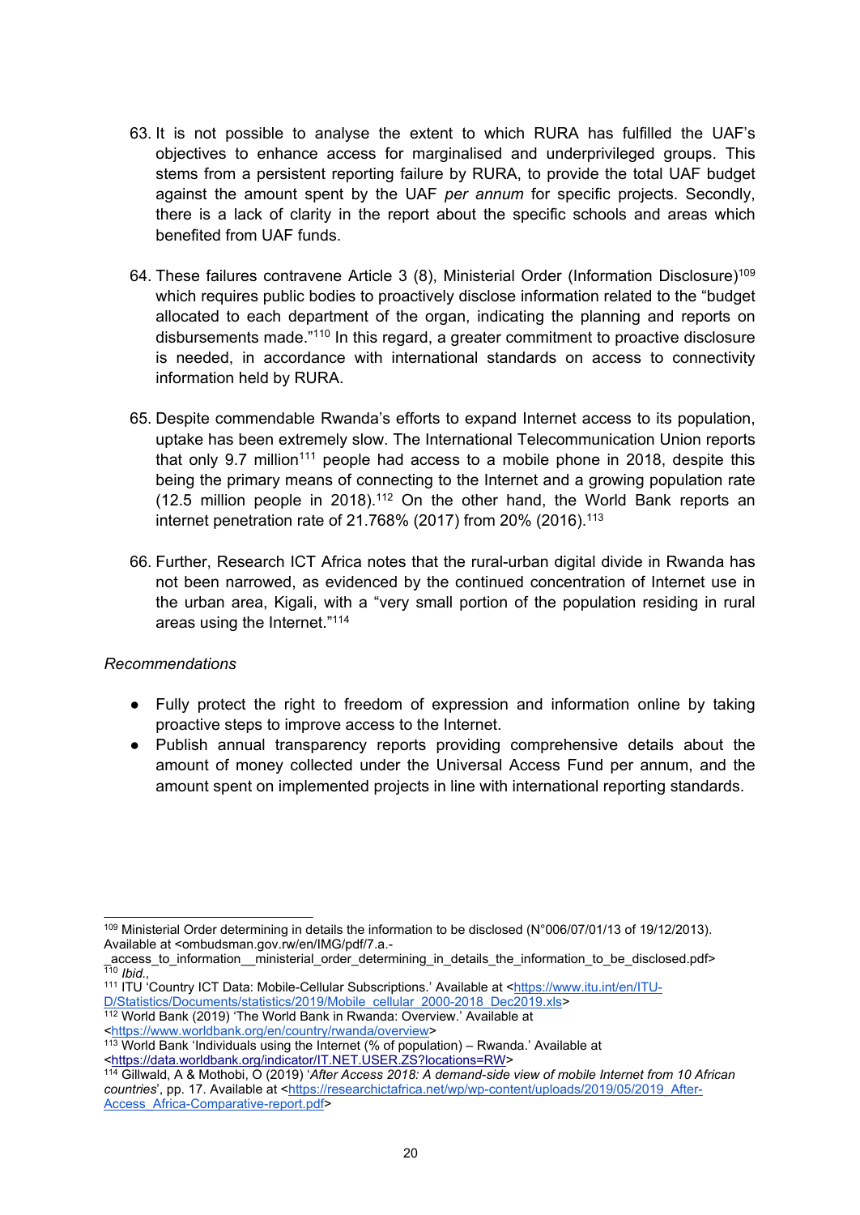63. It is not possible to analyse the extent to which RURA has fulfilled the UAF's objectives to enhance access for marginalised and underprivileged groups. This stems from a persistent reporting failure by RURA, to provide the total UAF budget against the amount spent by the UAF *per annum* for specific projects. Secondly, there is a lack of clarity in the report about the specific schools and areas which benefited from UAF funds.

64. These failures contravene Article 3 (8), Ministerial Order (Information Disclosure)[109] which requires public bodies to proactively disclose information related to the "budget allocated to each department of the organ, indicating the planning and reports on disbursements made."[110] In this regard, a greater commitment to proactive disclosure is needed, in accordance with international standards on access to connectivity information held by RURA.

65. Despite commendable Rwanda's efforts to expand Internet access to its population, uptake has been extremely slow. The International Telecommunication Union reports that only 9.7 million[111] people had access to a mobile phone in 2018, despite this being the primary means of connecting to the Internet and a growing population rate (12.5 million people in 2018).[112] On the other hand, the World Bank reports an internet penetration rate of 21.768% (2017) from 20% (2016).[113]

66. Further, Research ICT Africa notes that the rural-urban digital divide in Rwanda has not been narrowed, as evidenced by the continued concentration of Internet use in the urban area, Kigali, with a "very small portion of the population residing in rural areas using the Internet."[114]

*Recommendations*

- Fully protect the right to freedom of expression and information online by taking proactive steps to improve access to the Internet.
- Publish annual transparency reports providing comprehensive details about the amount of money collected under the Universal Access Fund per annum, and the amount spent on implemented projects in line with international reporting standards.

---

[109] Ministerial Order determining in details the information to be disclosed (N°006/07/01/13 of 19/12/2013). Available at <ombudsman.gov.rw/en/IMG/pdf/7.a.-_access_to_information__ministerial_order_determining_in_details_the_information_to_be_disclosed.pdf>

[110] *Ibid.*,

[111] ITU 'Country ICT Data: Mobile-Cellular Subscriptions.' Available at <https://www.itu.int/en/ITU-D/Statistics/Documents/statistics/2019/Mobile_cellular_2000-2018_Dec2019.xls>

[112] World Bank (2019) 'The World Bank in Rwanda: Overview.' Available at <https://www.worldbank.org/en/country/rwanda/overview>

[113] World Bank 'Individuals using the Internet (% of population) – Rwanda.' Available at <https://data.worldbank.org/indicator/IT.NET.USER.ZS?locations=RW>

[114] Gillwald, A & Mothobi, O (2019) '*After Access 2018: A demand-side view of mobile Internet from 10 African countries*', pp. 17. Available at <https://researchictafrica.net/wp/wp-content/uploads/2019/05/2019_After-Access_Africa-Comparative-report.pdf>